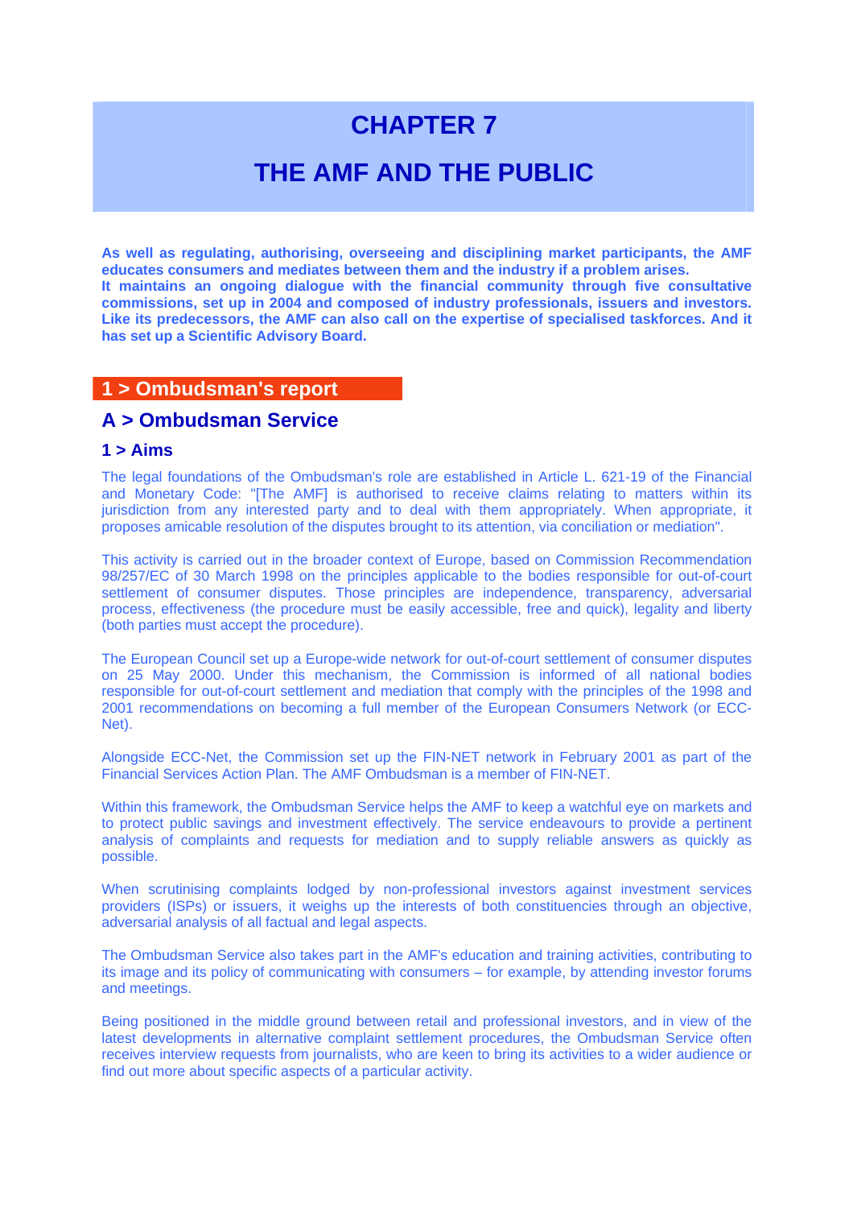# CHAPTER 7

# THE AMF AND THE PUBLIC

**As well as regulating, authorising, overseeing and disciplining market participants, the AMF educates consumers and mediates between them and the industry if a problem arises.**
**It maintains an ongoing dialogue with the financial community through five consultative commissions, set up in 2004 and composed of industry professionals, issuers and investors. Like its predecessors, the AMF can also call on the expertise of specialised taskforces. And it has set up a Scientific Advisory Board.**

## 1 > Ombudsman's report

## A > Ombudsman Service

### 1 > Aims

The legal foundations of the Ombudsman's role are established in Article L. 621-19 of the Financial and Monetary Code: "[The AMF] is authorised to receive claims relating to matters within its jurisdiction from any interested party and to deal with them appropriately. When appropriate, it proposes amicable resolution of the disputes brought to its attention, via conciliation or mediation".

This activity is carried out in the broader context of Europe, based on Commission Recommendation 98/257/EC of 30 March 1998 on the principles applicable to the bodies responsible for out-of-court settlement of consumer disputes. Those principles are independence, transparency, adversarial process, effectiveness (the procedure must be easily accessible, free and quick), legality and liberty (both parties must accept the procedure).

The European Council set up a Europe-wide network for out-of-court settlement of consumer disputes on 25 May 2000. Under this mechanism, the Commission is informed of all national bodies responsible for out-of-court settlement and mediation that comply with the principles of the 1998 and 2001 recommendations on becoming a full member of the European Consumers Network (or ECC-Net).

Alongside ECC-Net, the Commission set up the FIN-NET network in February 2001 as part of the Financial Services Action Plan. The AMF Ombudsman is a member of FIN-NET.

Within this framework, the Ombudsman Service helps the AMF to keep a watchful eye on markets and to protect public savings and investment effectively. The service endeavours to provide a pertinent analysis of complaints and requests for mediation and to supply reliable answers as quickly as possible.

When scrutinising complaints lodged by non-professional investors against investment services providers (ISPs) or issuers, it weighs up the interests of both constituencies through an objective, adversarial analysis of all factual and legal aspects.

The Ombudsman Service also takes part in the AMF's education and training activities, contributing to its image and its policy of communicating with consumers – for example, by attending investor forums and meetings.

Being positioned in the middle ground between retail and professional investors, and in view of the latest developments in alternative complaint settlement procedures, the Ombudsman Service often receives interview requests from journalists, who are keen to bring its activities to a wider audience or find out more about specific aspects of a particular activity.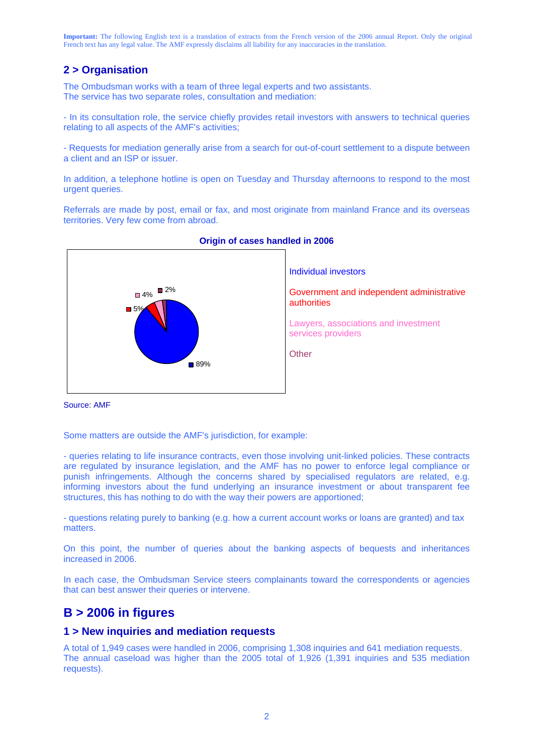**Important:** The following English text is a translation of extracts from the French version of the 2006 annual Report. Only the original French text has any legal value. The AMF expressly disclaims all liability for any inaccuracies in the translation.

## 2 > Organisation

The Ombudsman works with a team of three legal experts and two assistants.
The service has two separate roles, consultation and mediation:

- In its consultation role, the service chiefly provides retail investors with answers to technical queries relating to all aspects of the AMF's activities;

- Requests for mediation generally arise from a search for out-of-court settlement to a dispute between a client and an ISP or issuer.

In addition, a telephone hotline is open on Tuesday and Thursday afternoons to respond to the most urgent queries.

Referrals are made by post, email or fax, and most originate from mainland France and its overseas territories. Very few come from abroad.

**Origin of cases handled in 2006**

| Origin | Share |
|---|---|
| Individual investors | 89% |
| Government and independent administrative authorities | 5% |
| Lawyers, associations and investment services providers | 4% |
| Other | 2% |

Source: AMF

Some matters are outside the AMF's jurisdiction, for example:

- queries relating to life insurance contracts, even those involving unit-linked policies. These contracts are regulated by insurance legislation, and the AMF has no power to enforce legal compliance or punish infringements. Although the concerns shared by specialised regulators are related, e.g. informing investors about the fund underlying an insurance investment or about transparent fee structures, this has nothing to do with the way their powers are apportioned;

- questions relating purely to banking (e.g. how a current account works or loans are granted) and tax matters.

On this point, the number of queries about the banking aspects of bequests and inheritances increased in 2006.

In each case, the Ombudsman Service steers complainants toward the correspondents or agencies that can best answer their queries or intervene.

# B > 2006 in figures

## 1 > New inquiries and mediation requests

A total of 1,949 cases were handled in 2006, comprising 1,308 inquiries and 641 mediation requests. The annual caseload was higher than the 2005 total of 1,926 (1,391 inquiries and 535 mediation requests).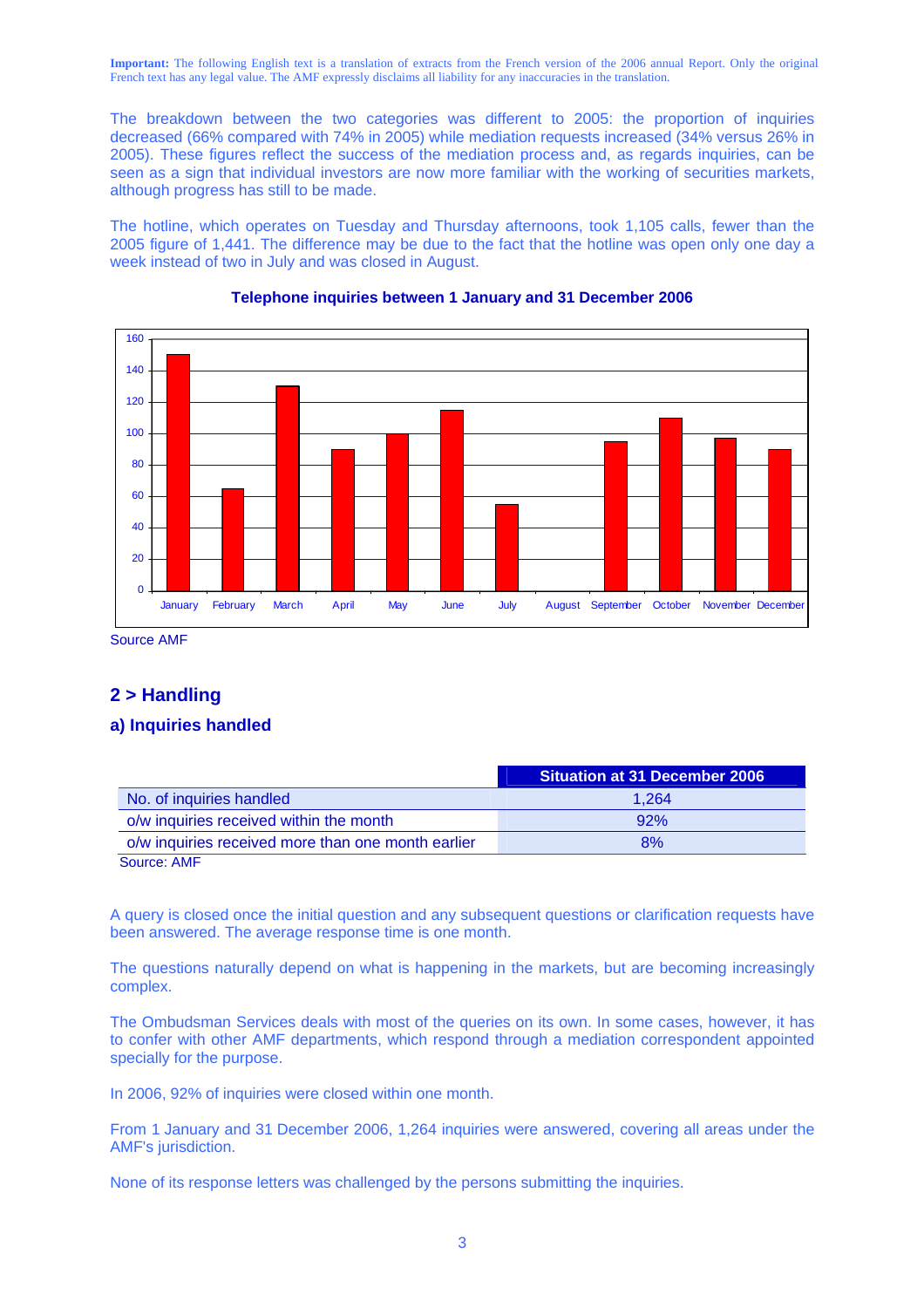**Important:** The following English text is a translation of extracts from the French version of the 2006 annual Report. Only the original French text has any legal value. The AMF expressly disclaims all liability for any inaccuracies in the translation.

The breakdown between the two categories was different to 2005: the proportion of inquiries decreased (66% compared with 74% in 2005) while mediation requests increased (34% versus 26% in 2005). These figures reflect the success of the mediation process and, as regards inquiries, can be seen as a sign that individual investors are now more familiar with the working of securities markets, although progress has still to be made.

The hotline, which operates on Tuesday and Thursday afternoons, took 1,105 calls, fewer than the 2005 figure of 1,441. The difference may be due to the fact that the hotline was open only one day a week instead of two in July and was closed in August.

**Telephone inquiries between 1 January and 31 December 2006**

Source AMF

## 2 > Handling

### a) Inquiries handled

| | Situation at 31 December 2006 |
|---|---|
| No. of inquiries handled | 1,264 |
| o/w inquiries received within the month | 92% |
| o/w inquiries received more than one month earlier | 8% |

Source: AMF

A query is closed once the initial question and any subsequent questions or clarification requests have been answered. The average response time is one month.

The questions naturally depend on what is happening in the markets, but are becoming increasingly complex.

The Ombudsman Services deals with most of the queries on its own. In some cases, however, it has to confer with other AMF departments, which respond through a mediation correspondent appointed specially for the purpose.

In 2006, 92% of inquiries were closed within one month.

From 1 January and 31 December 2006, 1,264 inquiries were answered, covering all areas under the AMF's jurisdiction.

None of its response letters was challenged by the persons submitting the inquiries.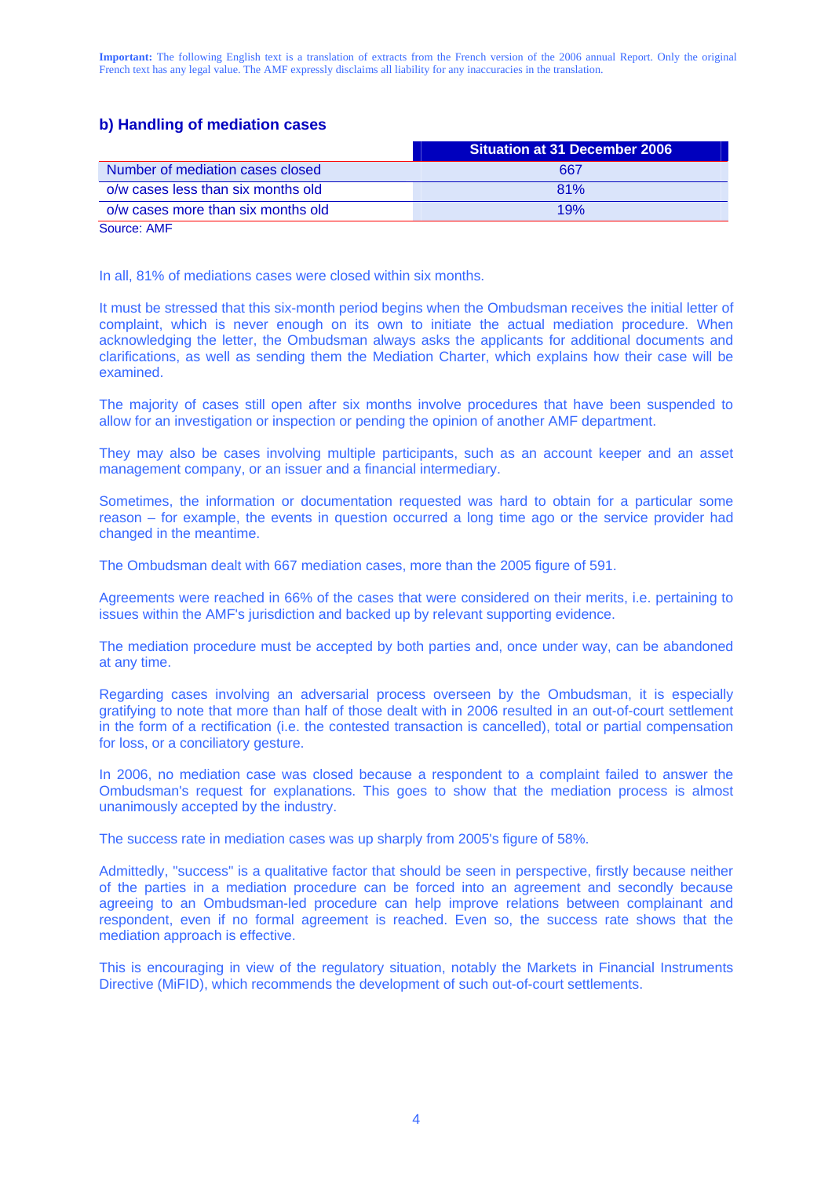**Important:** The following English text is a translation of extracts from the French version of the 2006 annual Report. Only the original French text has any legal value. The AMF expressly disclaims all liability for any inaccuracies in the translation.

### b) Handling of mediation cases

| | Situation at 31 December 2006 |
|---|---|
| Number of mediation cases closed | 667 |
| o/w cases less than six months old | 81% |
| o/w cases more than six months old | 19% |

Source: AMF

In all, 81% of mediations cases were closed within six months.

It must be stressed that this six-month period begins when the Ombudsman receives the initial letter of complaint, which is never enough on its own to initiate the actual mediation procedure. When acknowledging the letter, the Ombudsman always asks the applicants for additional documents and clarifications, as well as sending them the Mediation Charter, which explains how their case will be examined.

The majority of cases still open after six months involve procedures that have been suspended to allow for an investigation or inspection or pending the opinion of another AMF department.

They may also be cases involving multiple participants, such as an account keeper and an asset management company, or an issuer and a financial intermediary.

Sometimes, the information or documentation requested was hard to obtain for a particular some reason – for example, the events in question occurred a long time ago or the service provider had changed in the meantime.

The Ombudsman dealt with 667 mediation cases, more than the 2005 figure of 591.

Agreements were reached in 66% of the cases that were considered on their merits, i.e. pertaining to issues within the AMF's jurisdiction and backed up by relevant supporting evidence.

The mediation procedure must be accepted by both parties and, once under way, can be abandoned at any time.

Regarding cases involving an adversarial process overseen by the Ombudsman, it is especially gratifying to note that more than half of those dealt with in 2006 resulted in an out-of-court settlement in the form of a rectification (i.e. the contested transaction is cancelled), total or partial compensation for loss, or a conciliatory gesture.

In 2006, no mediation case was closed because a respondent to a complaint failed to answer the Ombudsman's request for explanations. This goes to show that the mediation process is almost unanimously accepted by the industry.

The success rate in mediation cases was up sharply from 2005's figure of 58%.

Admittedly, "success" is a qualitative factor that should be seen in perspective, firstly because neither of the parties in a mediation procedure can be forced into an agreement and secondly because agreeing to an Ombudsman-led procedure can help improve relations between complainant and respondent, even if no formal agreement is reached. Even so, the success rate shows that the mediation approach is effective.

This is encouraging in view of the regulatory situation, notably the Markets in Financial Instruments Directive (MiFID), which recommends the development of such out-of-court settlements.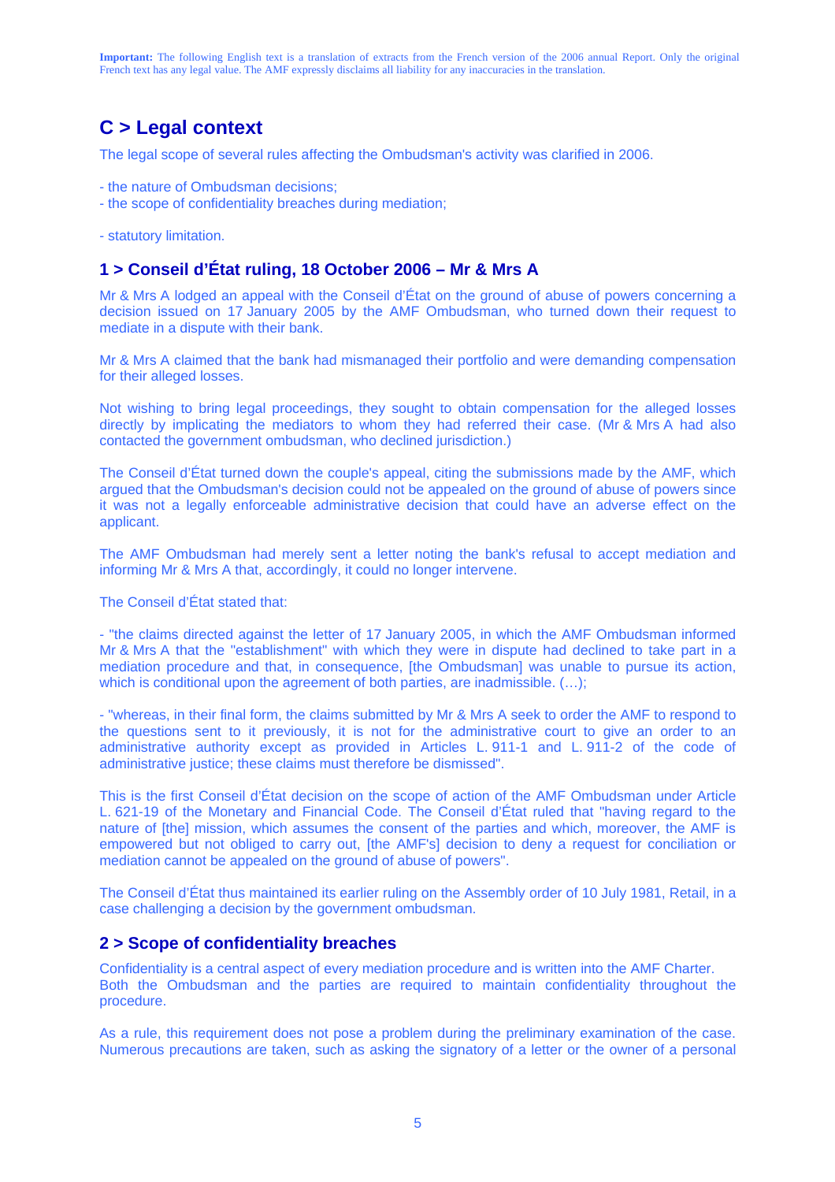**Important:** The following English text is a translation of extracts from the French version of the 2006 annual Report. Only the original French text has any legal value. The AMF expressly disclaims all liability for any inaccuracies in the translation.

## C > Legal context

The legal scope of several rules affecting the Ombudsman's activity was clarified in 2006.

- the nature of Ombudsman decisions;
- the scope of confidentiality breaches during mediation;

- statutory limitation.

### 1 > Conseil d'État ruling, 18 October 2006 – Mr & Mrs A

Mr & Mrs A lodged an appeal with the Conseil d'État on the ground of abuse of powers concerning a decision issued on 17 January 2005 by the AMF Ombudsman, who turned down their request to mediate in a dispute with their bank.

Mr & Mrs A claimed that the bank had mismanaged their portfolio and were demanding compensation for their alleged losses.

Not wishing to bring legal proceedings, they sought to obtain compensation for the alleged losses directly by implicating the mediators to whom they had referred their case. (Mr & Mrs A had also contacted the government ombudsman, who declined jurisdiction.)

The Conseil d'État turned down the couple's appeal, citing the submissions made by the AMF, which argued that the Ombudsman's decision could not be appealed on the ground of abuse of powers since it was not a legally enforceable administrative decision that could have an adverse effect on the applicant.

The AMF Ombudsman had merely sent a letter noting the bank's refusal to accept mediation and informing Mr & Mrs A that, accordingly, it could no longer intervene.

The Conseil d'État stated that:

- "the claims directed against the letter of 17 January 2005, in which the AMF Ombudsman informed Mr & Mrs A that the "establishment" with which they were in dispute had declined to take part in a mediation procedure and that, in consequence, [the Ombudsman] was unable to pursue its action, which is conditional upon the agreement of both parties, are inadmissible. (…);

- "whereas, in their final form, the claims submitted by Mr & Mrs A seek to order the AMF to respond to the questions sent to it previously, it is not for the administrative court to give an order to an administrative authority except as provided in Articles L. 911-1 and L. 911-2 of the code of administrative justice; these claims must therefore be dismissed".

This is the first Conseil d'État decision on the scope of action of the AMF Ombudsman under Article L. 621-19 of the Monetary and Financial Code. The Conseil d'État ruled that "having regard to the nature of [the] mission, which assumes the consent of the parties and which, moreover, the AMF is empowered but not obliged to carry out, [the AMF's] decision to deny a request for conciliation or mediation cannot be appealed on the ground of abuse of powers".

The Conseil d'État thus maintained its earlier ruling on the Assembly order of 10 July 1981, Retail, in a case challenging a decision by the government ombudsman.

### 2 > Scope of confidentiality breaches

Confidentiality is a central aspect of every mediation procedure and is written into the AMF Charter. Both the Ombudsman and the parties are required to maintain confidentiality throughout the procedure.

As a rule, this requirement does not pose a problem during the preliminary examination of the case. Numerous precautions are taken, such as asking the signatory of a letter or the owner of a personal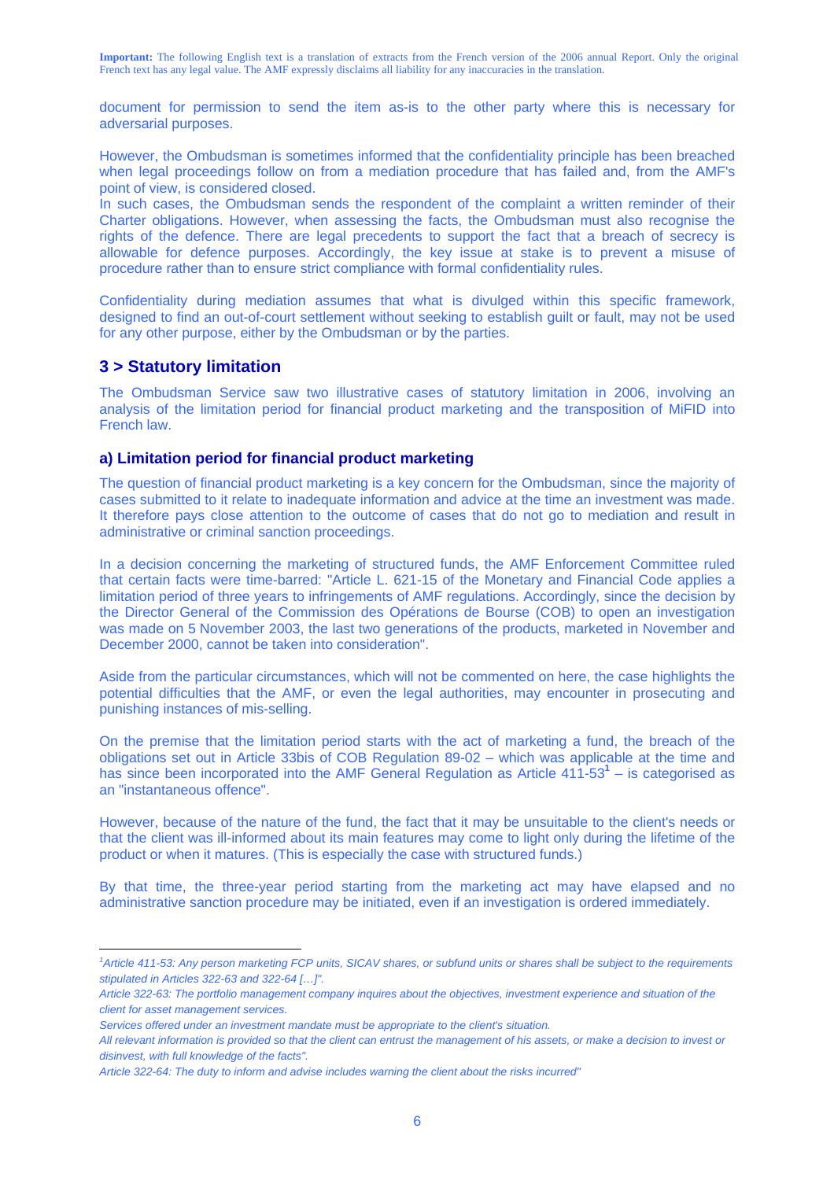**Important:** The following English text is a translation of extracts from the French version of the 2006 annual Report. Only the original French text has any legal value. The AMF expressly disclaims all liability for any inaccuracies in the translation.

document for permission to send the item as-is to the other party where this is necessary for adversarial purposes.

However, the Ombudsman is sometimes informed that the confidentiality principle has been breached when legal proceedings follow on from a mediation procedure that has failed and, from the AMF's point of view, is considered closed.
In such cases, the Ombudsman sends the respondent of the complaint a written reminder of their Charter obligations. However, when assessing the facts, the Ombudsman must also recognise the rights of the defence. There are legal precedents to support the fact that a breach of secrecy is allowable for defence purposes. Accordingly, the key issue at stake is to prevent a misuse of procedure rather than to ensure strict compliance with formal confidentiality rules.

Confidentiality during mediation assumes that what is divulged within this specific framework, designed to find an out-of-court settlement without seeking to establish guilt or fault, may not be used for any other purpose, either by the Ombudsman or by the parties.

## 3 > Statutory limitation

The Ombudsman Service saw two illustrative cases of statutory limitation in 2006, involving an analysis of the limitation period for financial product marketing and the transposition of MiFID into French law.

### a) Limitation period for financial product marketing

The question of financial product marketing is a key concern for the Ombudsman, since the majority of cases submitted to it relate to inadequate information and advice at the time an investment was made. It therefore pays close attention to the outcome of cases that do not go to mediation and result in administrative or criminal sanction proceedings.

In a decision concerning the marketing of structured funds, the AMF Enforcement Committee ruled that certain facts were time-barred: "Article L. 621-15 of the Monetary and Financial Code applies a limitation period of three years to infringements of AMF regulations. Accordingly, since the decision by the Director General of the Commission des Opérations de Bourse (COB) to open an investigation was made on 5 November 2003, the last two generations of the products, marketed in November and December 2000, cannot be taken into consideration".

Aside from the particular circumstances, which will not be commented on here, the case highlights the potential difficulties that the AMF, or even the legal authorities, may encounter in prosecuting and punishing instances of mis-selling.

On the premise that the limitation period starts with the act of marketing a fund, the breach of the obligations set out in Article 33bis of COB Regulation 89-02 – which was applicable at the time and has since been incorporated into the AMF General Regulation as Article 411-53[1] – is categorised as an "instantaneous offence".

However, because of the nature of the fund, the fact that it may be unsuitable to the client's needs or that the client was ill-informed about its main features may come to light only during the lifetime of the product or when it matures. (This is especially the case with structured funds.)

By that time, the three-year period starting from the marketing act may have elapsed and no administrative sanction procedure may be initiated, even if an investigation is ordered immediately.

---

[1]*Article 411-53: Any person marketing FCP units, SICAV shares, or subfund units or shares shall be subject to the requirements stipulated in Articles 322-63 and 322-64 […]".*

*Article 322-63: The portfolio management company inquires about the objectives, investment experience and situation of the client for asset management services.*

*Services offered under an investment mandate must be appropriate to the client's situation.*

*All relevant information is provided so that the client can entrust the management of his assets, or make a decision to invest or disinvest, with full knowledge of the facts".*

*Article 322-64: The duty to inform and advise includes warning the client about the risks incurred"*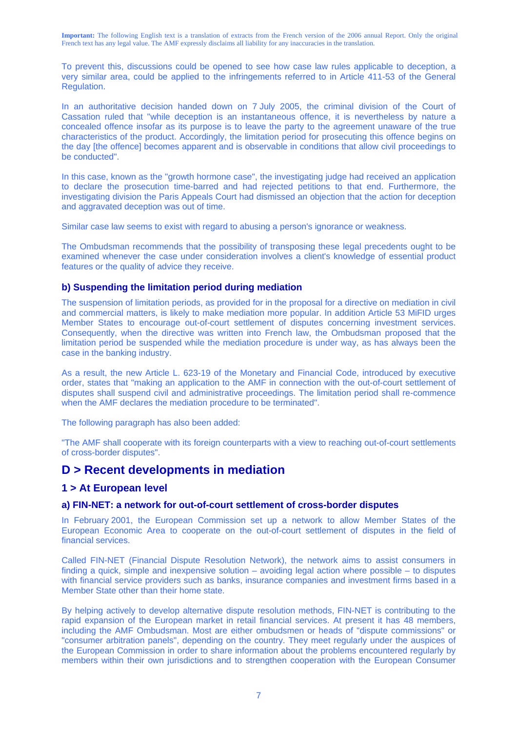**Important:** The following English text is a translation of extracts from the French version of the 2006 annual Report. Only the original French text has any legal value. The AMF expressly disclaims all liability for any inaccuracies in the translation.

To prevent this, discussions could be opened to see how case law rules applicable to deception, a very similar area, could be applied to the infringements referred to in Article 411-53 of the General Regulation.

In an authoritative decision handed down on 7 July 2005, the criminal division of the Court of Cassation ruled that "while deception is an instantaneous offence, it is nevertheless by nature a concealed offence insofar as its purpose is to leave the party to the agreement unaware of the true characteristics of the product. Accordingly, the limitation period for prosecuting this offence begins on the day [the offence] becomes apparent and is observable in conditions that allow civil proceedings to be conducted".

In this case, known as the "growth hormone case", the investigating judge had received an application to declare the prosecution time-barred and had rejected petitions to that end. Furthermore, the investigating division the Paris Appeals Court had dismissed an objection that the action for deception and aggravated deception was out of time.

Similar case law seems to exist with regard to abusing a person's ignorance or weakness.

The Ombudsman recommends that the possibility of transposing these legal precedents ought to be examined whenever the case under consideration involves a client's knowledge of essential product features or the quality of advice they receive.

### b) Suspending the limitation period during mediation

The suspension of limitation periods, as provided for in the proposal for a directive on mediation in civil and commercial matters, is likely to make mediation more popular. In addition Article 53 MiFID urges Member States to encourage out-of-court settlement of disputes concerning investment services. Consequently, when the directive was written into French law, the Ombudsman proposed that the limitation period be suspended while the mediation procedure is under way, as has always been the case in the banking industry.

As a result, the new Article L. 623-19 of the Monetary and Financial Code, introduced by executive order, states that "making an application to the AMF in connection with the out-of-court settlement of disputes shall suspend civil and administrative proceedings. The limitation period shall re-commence when the AMF declares the mediation procedure to be terminated".

The following paragraph has also been added:

"The AMF shall cooperate with its foreign counterparts with a view to reaching out-of-court settlements of cross-border disputes".

## D > Recent developments in mediation

## 1 > At European level

### a) FIN-NET: a network for out-of-court settlement of cross-border disputes

In February 2001, the European Commission set up a network to allow Member States of the European Economic Area to cooperate on the out-of-court settlement of disputes in the field of financial services.

Called FIN-NET (Financial Dispute Resolution Network), the network aims to assist consumers in finding a quick, simple and inexpensive solution – avoiding legal action where possible – to disputes with financial service providers such as banks, insurance companies and investment firms based in a Member State other than their home state.

By helping actively to develop alternative dispute resolution methods, FIN-NET is contributing to the rapid expansion of the European market in retail financial services. At present it has 48 members, including the AMF Ombudsman. Most are either ombudsmen or heads of "dispute commissions" or "consumer arbitration panels", depending on the country. They meet regularly under the auspices of the European Commission in order to share information about the problems encountered regularly by members within their own jurisdictions and to strengthen cooperation with the European Consumer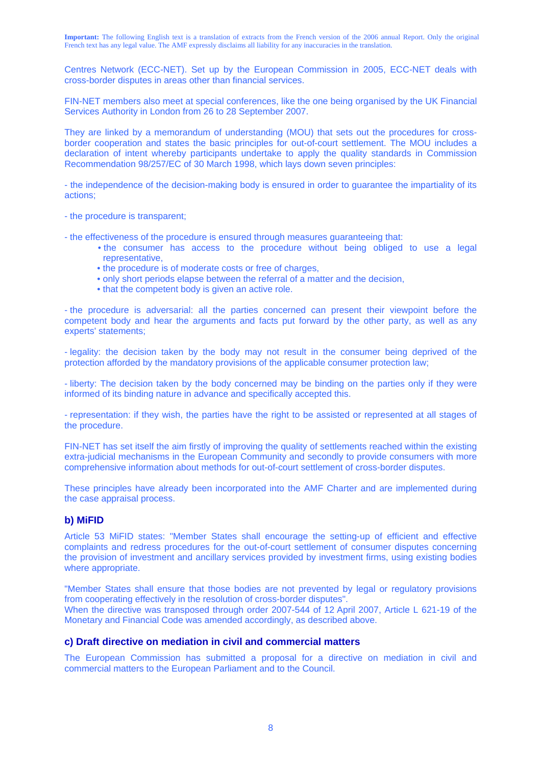**Important:** The following English text is a translation of extracts from the French version of the 2006 annual Report. Only the original French text has any legal value. The AMF expressly disclaims all liability for any inaccuracies in the translation.

Centres Network (ECC-NET). Set up by the European Commission in 2005, ECC-NET deals with cross-border disputes in areas other than financial services.

FIN-NET members also meet at special conferences, like the one being organised by the UK Financial Services Authority in London from 26 to 28 September 2007.

They are linked by a memorandum of understanding (MOU) that sets out the procedures for cross-border cooperation and states the basic principles for out-of-court settlement. The MOU includes a declaration of intent whereby participants undertake to apply the quality standards in Commission Recommendation 98/257/EC of 30 March 1998, which lays down seven principles:

- the independence of the decision-making body is ensured in order to guarantee the impartiality of its actions;

- the procedure is transparent;

- the effectiveness of the procedure is ensured through measures guaranteeing that:
  - the consumer has access to the procedure without being obliged to use a legal representative,
  - the procedure is of moderate costs or free of charges,
  - only short periods elapse between the referral of a matter and the decision,
  - that the competent body is given an active role.

- the procedure is adversarial: all the parties concerned can present their viewpoint before the competent body and hear the arguments and facts put forward by the other party, as well as any experts' statements;

- legality: the decision taken by the body may not result in the consumer being deprived of the protection afforded by the mandatory provisions of the applicable consumer protection law;

- liberty: The decision taken by the body concerned may be binding on the parties only if they were informed of its binding nature in advance and specifically accepted this.

- representation: if they wish, the parties have the right to be assisted or represented at all stages of the procedure.

FIN-NET has set itself the aim firstly of improving the quality of settlements reached within the existing extra-judicial mechanisms in the European Community and secondly to provide consumers with more comprehensive information about methods for out-of-court settlement of cross-border disputes.

These principles have already been incorporated into the AMF Charter and are implemented during the case appraisal process.

### b) MiFID

Article 53 MiFID states: "Member States shall encourage the setting-up of efficient and effective complaints and redress procedures for the out-of-court settlement of consumer disputes concerning the provision of investment and ancillary services provided by investment firms, using existing bodies where appropriate.

"Member States shall ensure that those bodies are not prevented by legal or regulatory provisions from cooperating effectively in the resolution of cross-border disputes".
When the directive was transposed through order 2007-544 of 12 April 2007, Article L 621-19 of the Monetary and Financial Code was amended accordingly, as described above.

### c) Draft directive on mediation in civil and commercial matters

The European Commission has submitted a proposal for a directive on mediation in civil and commercial matters to the European Parliament and to the Council.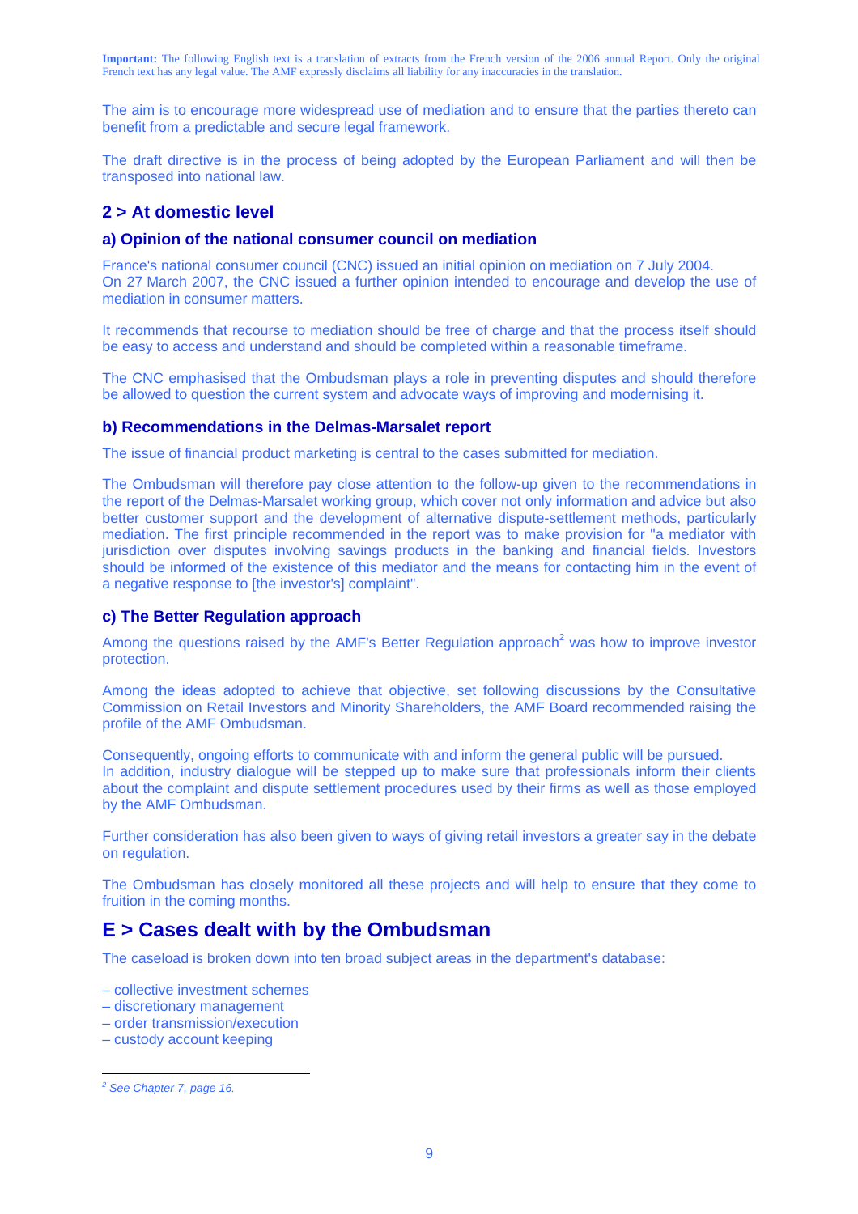**Important:** The following English text is a translation of extracts from the French version of the 2006 annual Report. Only the original French text has any legal value. The AMF expressly disclaims all liability for any inaccuracies in the translation.

The aim is to encourage more widespread use of mediation and to ensure that the parties thereto can benefit from a predictable and secure legal framework.

The draft directive is in the process of being adopted by the European Parliament and will then be transposed into national law.

## 2 > At domestic level

### a) Opinion of the national consumer council on mediation

France's national consumer council (CNC) issued an initial opinion on mediation on 7 July 2004.
On 27 March 2007, the CNC issued a further opinion intended to encourage and develop the use of mediation in consumer matters.

It recommends that recourse to mediation should be free of charge and that the process itself should be easy to access and understand and should be completed within a reasonable timeframe.

The CNC emphasised that the Ombudsman plays a role in preventing disputes and should therefore be allowed to question the current system and advocate ways of improving and modernising it.

### b) Recommendations in the Delmas-Marsalet report

The issue of financial product marketing is central to the cases submitted for mediation.

The Ombudsman will therefore pay close attention to the follow-up given to the recommendations in the report of the Delmas-Marsalet working group, which cover not only information and advice but also better customer support and the development of alternative dispute-settlement methods, particularly mediation. The first principle recommended in the report was to make provision for "a mediator with jurisdiction over disputes involving savings products in the banking and financial fields. Investors should be informed of the existence of this mediator and the means for contacting him in the event of a negative response to [the investor's] complaint".

### c) The Better Regulation approach

Among the questions raised by the AMF's Better Regulation approach[2] was how to improve investor protection.

Among the ideas adopted to achieve that objective, set following discussions by the Consultative Commission on Retail Investors and Minority Shareholders, the AMF Board recommended raising the profile of the AMF Ombudsman.

Consequently, ongoing efforts to communicate with and inform the general public will be pursued.
In addition, industry dialogue will be stepped up to make sure that professionals inform their clients about the complaint and dispute settlement procedures used by their firms as well as those employed by the AMF Ombudsman.

Further consideration has also been given to ways of giving retail investors a greater say in the debate on regulation.

The Ombudsman has closely monitored all these projects and will help to ensure that they come to fruition in the coming months.

# E > Cases dealt with by the Ombudsman

The caseload is broken down into ten broad subject areas in the department's database:

– collective investment schemes
– discretionary management
– order transmission/execution
– custody account keeping

---

[2] *See Chapter 7, page 16.*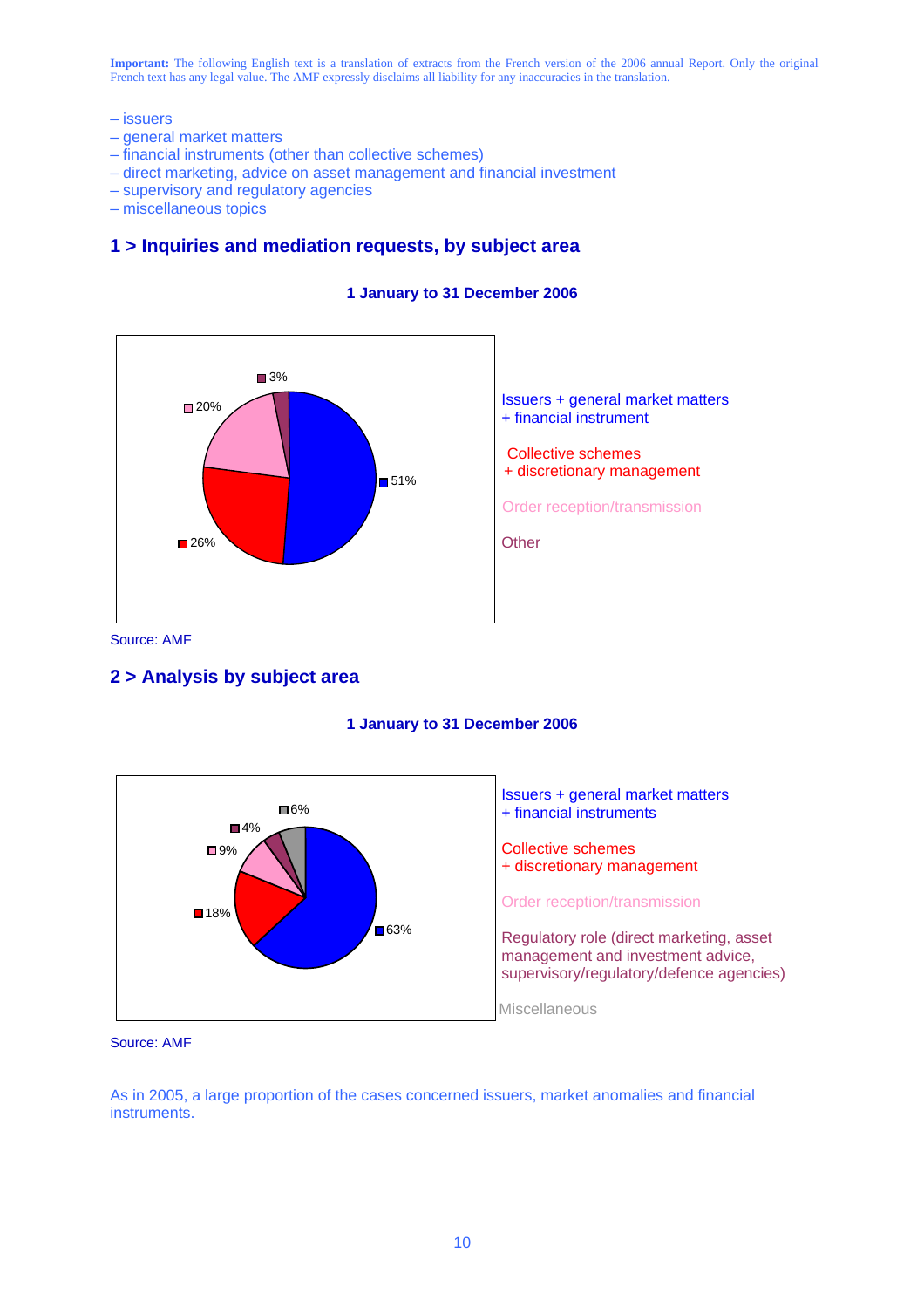**Important:** The following English text is a translation of extracts from the French version of the 2006 annual Report. Only the original French text has any legal value. The AMF expressly disclaims all liability for any inaccuracies in the translation.

- – issuers
- – general market matters
- – financial instruments (other than collective schemes)
- – direct marketing, advice on asset management and financial investment
- – supervisory and regulatory agencies
- – miscellaneous topics

## 1 > Inquiries and mediation requests, by subject area

**1 January to 31 December 2006**

| Subject area | Share |
| --- | --- |
| Issuers + general market matters + financial instrument | 51% |
| Collective schemes + discretionary management | 26% |
| Order reception/transmission | 20% |
| Other | 3% |

Source: AMF

## 2 > Analysis by subject area

**1 January to 31 December 2006**

| Subject area | Share |
| --- | --- |
| Issuers + general market matters + financial instruments | 63% |
| Collective schemes + discretionary management | 18% |
| Order reception/transmission | 9% |
| Regulatory role (direct marketing, asset management and investment advice, supervisory/regulatory/defence agencies) | 4% |
| Miscellaneous | 6% |

Source: AMF

As in 2005, a large proportion of the cases concerned issuers, market anomalies and financial instruments.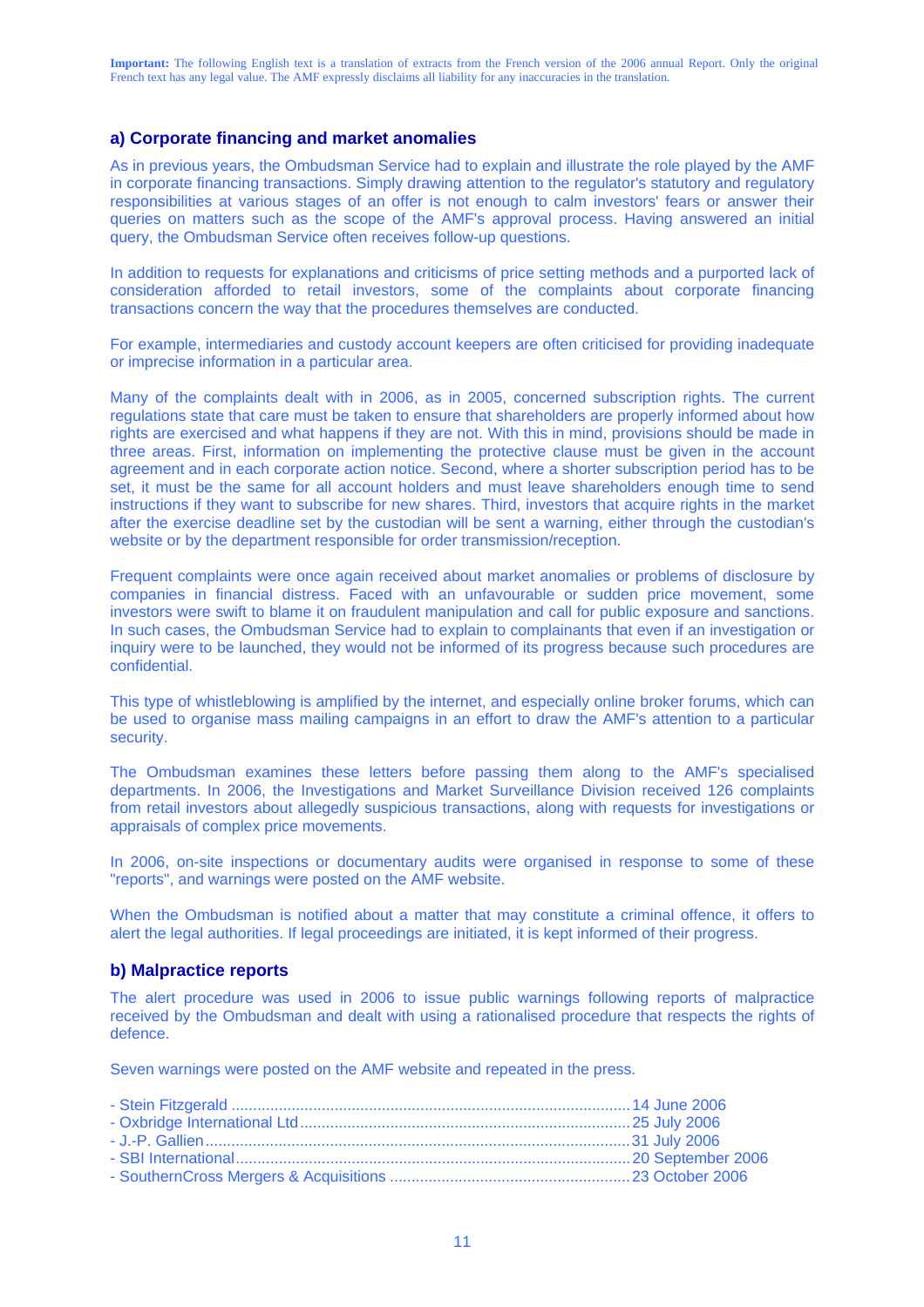**Important:** The following English text is a translation of extracts from the French version of the 2006 annual Report. Only the original French text has any legal value. The AMF expressly disclaims all liability for any inaccuracies in the translation.

### a) Corporate financing and market anomalies

As in previous years, the Ombudsman Service had to explain and illustrate the role played by the AMF in corporate financing transactions. Simply drawing attention to the regulator's statutory and regulatory responsibilities at various stages of an offer is not enough to calm investors' fears or answer their queries on matters such as the scope of the AMF's approval process. Having answered an initial query, the Ombudsman Service often receives follow-up questions.

In addition to requests for explanations and criticisms of price setting methods and a purported lack of consideration afforded to retail investors, some of the complaints about corporate financing transactions concern the way that the procedures themselves are conducted.

For example, intermediaries and custody account keepers are often criticised for providing inadequate or imprecise information in a particular area.

Many of the complaints dealt with in 2006, as in 2005, concerned subscription rights. The current regulations state that care must be taken to ensure that shareholders are properly informed about how rights are exercised and what happens if they are not. With this in mind, provisions should be made in three areas. First, information on implementing the protective clause must be given in the account agreement and in each corporate action notice. Second, where a shorter subscription period has to be set, it must be the same for all account holders and must leave shareholders enough time to send instructions if they want to subscribe for new shares. Third, investors that acquire rights in the market after the exercise deadline set by the custodian will be sent a warning, either through the custodian's website or by the department responsible for order transmission/reception.

Frequent complaints were once again received about market anomalies or problems of disclosure by companies in financial distress. Faced with an unfavourable or sudden price movement, some investors were swift to blame it on fraudulent manipulation and call for public exposure and sanctions. In such cases, the Ombudsman Service had to explain to complainants that even if an investigation or inquiry were to be launched, they would not be informed of its progress because such procedures are confidential.

This type of whistleblowing is amplified by the internet, and especially online broker forums, which can be used to organise mass mailing campaigns in an effort to draw the AMF's attention to a particular security.

The Ombudsman examines these letters before passing them along to the AMF's specialised departments. In 2006, the Investigations and Market Surveillance Division received 126 complaints from retail investors about allegedly suspicious transactions, along with requests for investigations or appraisals of complex price movements.

In 2006, on-site inspections or documentary audits were organised in response to some of these "reports", and warnings were posted on the AMF website.

When the Ombudsman is notified about a matter that may constitute a criminal offence, it offers to alert the legal authorities. If legal proceedings are initiated, it is kept informed of their progress.

### b) Malpractice reports

The alert procedure was used in 2006 to issue public warnings following reports of malpractice received by the Ombudsman and dealt with using a rationalised procedure that respects the rights of defence.

Seven warnings were posted on the AMF website and repeated in the press.

- Stein Fitzgerald .......... 14 June 2006
- Oxbridge International Ltd .......... 25 July 2006
- J.-P. Gallien .......... 31 July 2006
- SBI International .......... 20 September 2006
- SouthernCross Mergers & Acquisitions .......... 23 October 2006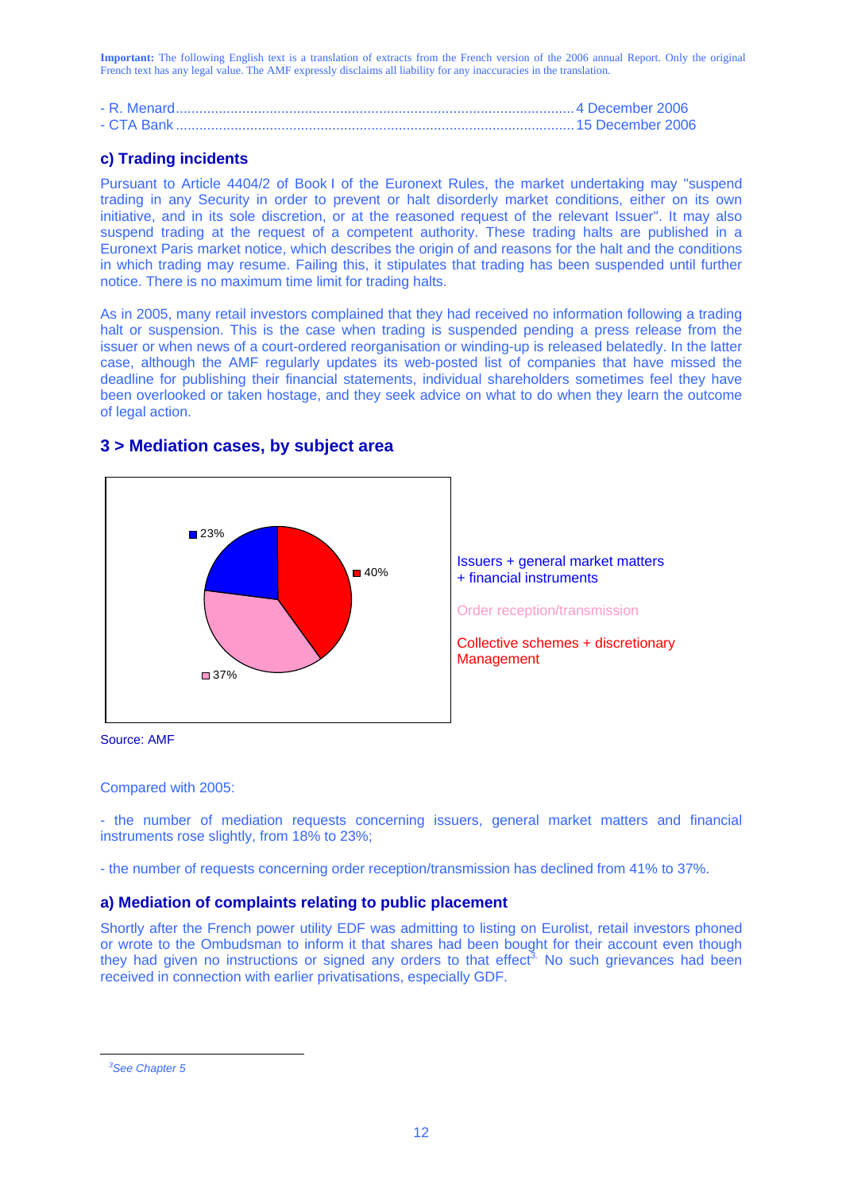**Important:** The following English text is a translation of extracts from the French version of the 2006 annual Report. Only the original French text has any legal value. The AMF expressly disclaims all liability for any inaccuracies in the translation.

- R. Menard...................................................................................................4 December 2006
- CTA Bank ...................................................................................................15 December 2006

### c) Trading incidents

Pursuant to Article 4404/2 of Book I of the Euronext Rules, the market undertaking may "suspend trading in any Security in order to prevent or halt disorderly market conditions, either on its own initiative, and in its sole discretion, or at the reasoned request of the relevant Issuer". It may also suspend trading at the request of a competent authority. These trading halts are published in a Euronext Paris market notice, which describes the origin of and reasons for the halt and the conditions in which trading may resume. Failing this, it stipulates that trading has been suspended until further notice. There is no maximum time limit for trading halts.

As in 2005, many retail investors complained that they had received no information following a trading halt or suspension. This is the case when trading is suspended pending a press release from the issuer or when news of a court-ordered reorganisation or winding-up is released belatedly. In the latter case, although the AMF regularly updates its web-posted list of companies that have missed the deadline for publishing their financial statements, individual shareholders sometimes feel they have been overlooked or taken hostage, and they seek advice on what to do when they learn the outcome of legal action.

## 3 > Mediation cases, by subject area

| Subject area | Share |
|---|---|
| Issuers + general market matters + financial instruments | 23% |
| Order reception/transmission | 37% |
| Collective schemes + discretionary Management | 40% |

Source: AMF

Compared with 2005:

- the number of mediation requests concerning issuers, general market matters and financial instruments rose slightly, from 18% to 23%;

- the number of requests concerning order reception/transmission has declined from 41% to 37%.

### a) Mediation of complaints relating to public placement

Shortly after the French power utility EDF was admitting to listing on Eurolist, retail investors phoned or wrote to the Ombudsman to inform it that shares had been bought for their account even though they had given no instructions or signed any orders to that effect[3]. No such grievances had been received in connection with earlier privatisations, especially GDF.

[3] *See Chapter 5*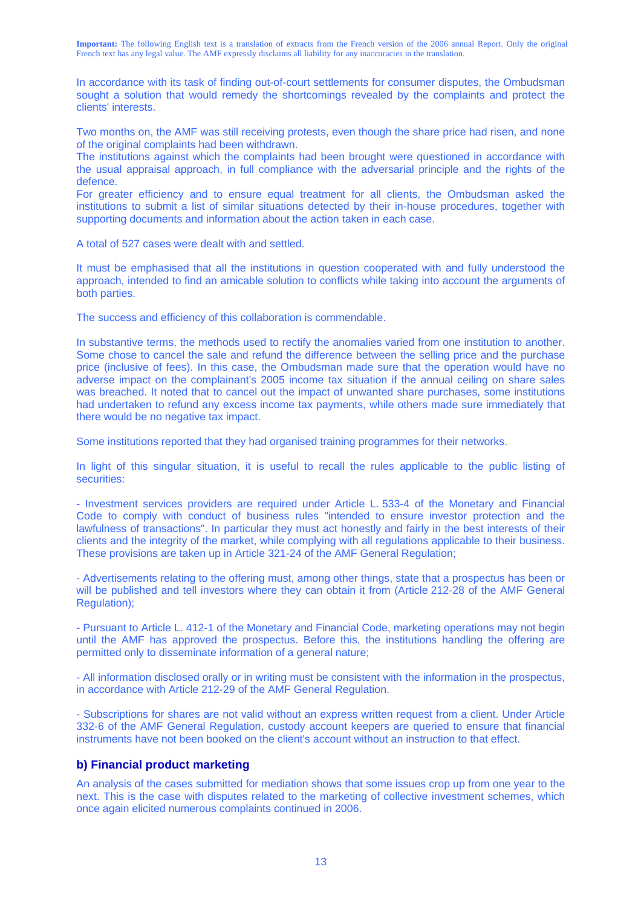**Important:** The following English text is a translation of extracts from the French version of the 2006 annual Report. Only the original French text has any legal value. The AMF expressly disclaims all liability for any inaccuracies in the translation.

In accordance with its task of finding out-of-court settlements for consumer disputes, the Ombudsman sought a solution that would remedy the shortcomings revealed by the complaints and protect the clients' interests.

Two months on, the AMF was still receiving protests, even though the share price had risen, and none of the original complaints had been withdrawn.
The institutions against which the complaints had been brought were questioned in accordance with the usual appraisal approach, in full compliance with the adversarial principle and the rights of the defence.
For greater efficiency and to ensure equal treatment for all clients, the Ombudsman asked the institutions to submit a list of similar situations detected by their in-house procedures, together with supporting documents and information about the action taken in each case.

A total of 527 cases were dealt with and settled.

It must be emphasised that all the institutions in question cooperated with and fully understood the approach, intended to find an amicable solution to conflicts while taking into account the arguments of both parties.

The success and efficiency of this collaboration is commendable.

In substantive terms, the methods used to rectify the anomalies varied from one institution to another. Some chose to cancel the sale and refund the difference between the selling price and the purchase price (inclusive of fees). In this case, the Ombudsman made sure that the operation would have no adverse impact on the complainant's 2005 income tax situation if the annual ceiling on share sales was breached. It noted that to cancel out the impact of unwanted share purchases, some institutions had undertaken to refund any excess income tax payments, while others made sure immediately that there would be no negative tax impact.

Some institutions reported that they had organised training programmes for their networks.

In light of this singular situation, it is useful to recall the rules applicable to the public listing of securities:

- Investment services providers are required under Article L. 533-4 of the Monetary and Financial Code to comply with conduct of business rules "intended to ensure investor protection and the lawfulness of transactions". In particular they must act honestly and fairly in the best interests of their clients and the integrity of the market, while complying with all regulations applicable to their business. These provisions are taken up in Article 321-24 of the AMF General Regulation;

- Advertisements relating to the offering must, among other things, state that a prospectus has been or will be published and tell investors where they can obtain it from (Article 212-28 of the AMF General Regulation);

- Pursuant to Article L. 412-1 of the Monetary and Financial Code, marketing operations may not begin until the AMF has approved the prospectus. Before this, the institutions handling the offering are permitted only to disseminate information of a general nature;

- All information disclosed orally or in writing must be consistent with the information in the prospectus, in accordance with Article 212-29 of the AMF General Regulation.

- Subscriptions for shares are not valid without an express written request from a client. Under Article 332-6 of the AMF General Regulation, custody account keepers are queried to ensure that financial instruments have not been booked on the client's account without an instruction to that effect.

### b) Financial product marketing

An analysis of the cases submitted for mediation shows that some issues crop up from one year to the next. This is the case with disputes related to the marketing of collective investment schemes, which once again elicited numerous complaints continued in 2006.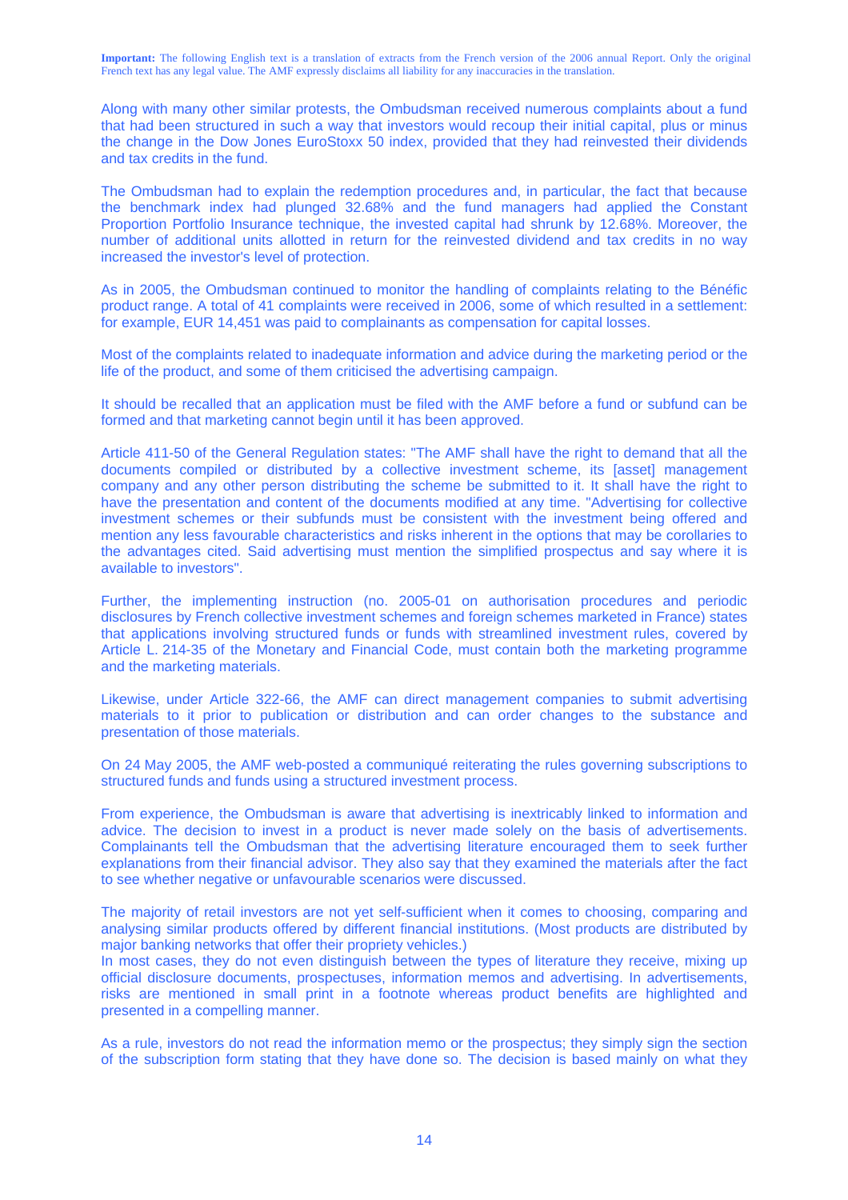**Important:** The following English text is a translation of extracts from the French version of the 2006 annual Report. Only the original French text has any legal value. The AMF expressly disclaims all liability for any inaccuracies in the translation.

Along with many other similar protests, the Ombudsman received numerous complaints about a fund that had been structured in such a way that investors would recoup their initial capital, plus or minus the change in the Dow Jones EuroStoxx 50 index, provided that they had reinvested their dividends and tax credits in the fund.

The Ombudsman had to explain the redemption procedures and, in particular, the fact that because the benchmark index had plunged 32.68% and the fund managers had applied the Constant Proportion Portfolio Insurance technique, the invested capital had shrunk by 12.68%. Moreover, the number of additional units allotted in return for the reinvested dividend and tax credits in no way increased the investor's level of protection.

As in 2005, the Ombudsman continued to monitor the handling of complaints relating to the Bénéfic product range. A total of 41 complaints were received in 2006, some of which resulted in a settlement: for example, EUR 14,451 was paid to complainants as compensation for capital losses.

Most of the complaints related to inadequate information and advice during the marketing period or the life of the product, and some of them criticised the advertising campaign.

It should be recalled that an application must be filed with the AMF before a fund or subfund can be formed and that marketing cannot begin until it has been approved.

Article 411-50 of the General Regulation states: "The AMF shall have the right to demand that all the documents compiled or distributed by a collective investment scheme, its [asset] management company and any other person distributing the scheme be submitted to it. It shall have the right to have the presentation and content of the documents modified at any time. "Advertising for collective investment schemes or their subfunds must be consistent with the investment being offered and mention any less favourable characteristics and risks inherent in the options that may be corollaries to the advantages cited. Said advertising must mention the simplified prospectus and say where it is available to investors".

Further, the implementing instruction (no. 2005-01 on authorisation procedures and periodic disclosures by French collective investment schemes and foreign schemes marketed in France) states that applications involving structured funds or funds with streamlined investment rules, covered by Article L. 214-35 of the Monetary and Financial Code, must contain both the marketing programme and the marketing materials.

Likewise, under Article 322-66, the AMF can direct management companies to submit advertising materials to it prior to publication or distribution and can order changes to the substance and presentation of those materials.

On 24 May 2005, the AMF web-posted a communiqué reiterating the rules governing subscriptions to structured funds and funds using a structured investment process.

From experience, the Ombudsman is aware that advertising is inextricably linked to information and advice. The decision to invest in a product is never made solely on the basis of advertisements. Complainants tell the Ombudsman that the advertising literature encouraged them to seek further explanations from their financial advisor. They also say that they examined the materials after the fact to see whether negative or unfavourable scenarios were discussed.

The majority of retail investors are not yet self-sufficient when it comes to choosing, comparing and analysing similar products offered by different financial institutions. (Most products are distributed by major banking networks that offer their propriety vehicles.)
In most cases, they do not even distinguish between the types of literature they receive, mixing up official disclosure documents, prospectuses, information memos and advertising. In advertisements, risks are mentioned in small print in a footnote whereas product benefits are highlighted and presented in a compelling manner.

As a rule, investors do not read the information memo or the prospectus; they simply sign the section of the subscription form stating that they have done so. The decision is based mainly on what they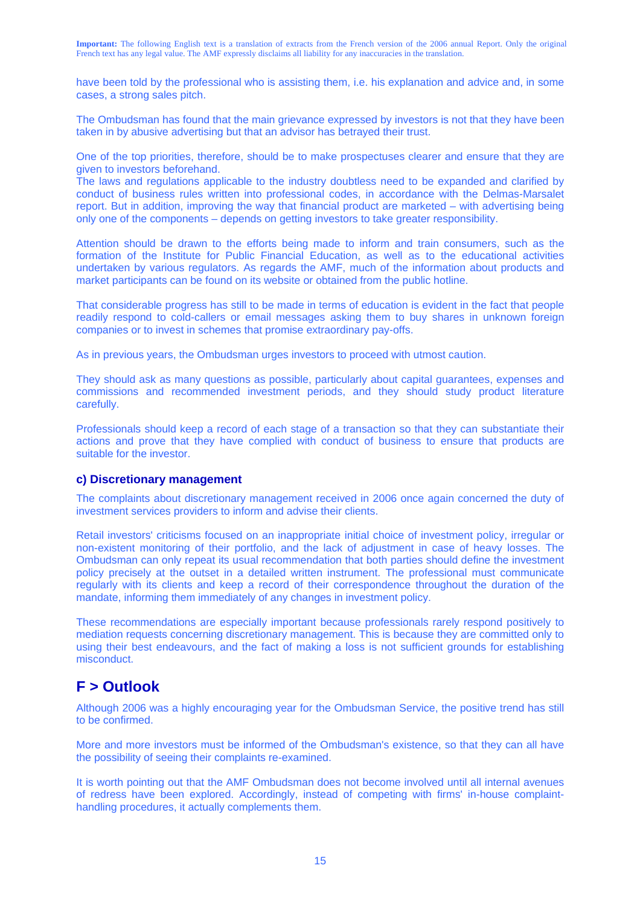have been told by the professional who is assisting them, i.e. his explanation and advice and, in some cases, a strong sales pitch.

The Ombudsman has found that the main grievance expressed by investors is not that they have been taken in by abusive advertising but that an advisor has betrayed their trust.

One of the top priorities, therefore, should be to make prospectuses clearer and ensure that they are given to investors beforehand.
The laws and regulations applicable to the industry doubtless need to be expanded and clarified by conduct of business rules written into professional codes, in accordance with the Delmas-Marsalet report. But in addition, improving the way that financial product are marketed – with advertising being only one of the components – depends on getting investors to take greater responsibility.

Attention should be drawn to the efforts being made to inform and train consumers, such as the formation of the Institute for Public Financial Education, as well as to the educational activities undertaken by various regulators. As regards the AMF, much of the information about products and market participants can be found on its website or obtained from the public hotline.

That considerable progress has still to be made in terms of education is evident in the fact that people readily respond to cold-callers or email messages asking them to buy shares in unknown foreign companies or to invest in schemes that promise extraordinary pay-offs.

As in previous years, the Ombudsman urges investors to proceed with utmost caution.

They should ask as many questions as possible, particularly about capital guarantees, expenses and commissions and recommended investment periods, and they should study product literature carefully.

Professionals should keep a record of each stage of a transaction so that they can substantiate their actions and prove that they have complied with conduct of business to ensure that products are suitable for the investor.

### c) Discretionary management

The complaints about discretionary management received in 2006 once again concerned the duty of investment services providers to inform and advise their clients.

Retail investors' criticisms focused on an inappropriate initial choice of investment policy, irregular or non-existent monitoring of their portfolio, and the lack of adjustment in case of heavy losses. The Ombudsman can only repeat its usual recommendation that both parties should define the investment policy precisely at the outset in a detailed written instrument. The professional must communicate regularly with its clients and keep a record of their correspondence throughout the duration of the mandate, informing them immediately of any changes in investment policy.

These recommendations are especially important because professionals rarely respond positively to mediation requests concerning discretionary management. This is because they are committed only to using their best endeavours, and the fact of making a loss is not sufficient grounds for establishing misconduct.

## F > Outlook

Although 2006 was a highly encouraging year for the Ombudsman Service, the positive trend has still to be confirmed.

More and more investors must be informed of the Ombudsman's existence, so that they can all have the possibility of seeing their complaints re-examined.

It is worth pointing out that the AMF Ombudsman does not become involved until all internal avenues of redress have been explored. Accordingly, instead of competing with firms' in-house complaint-handling procedures, it actually complements them.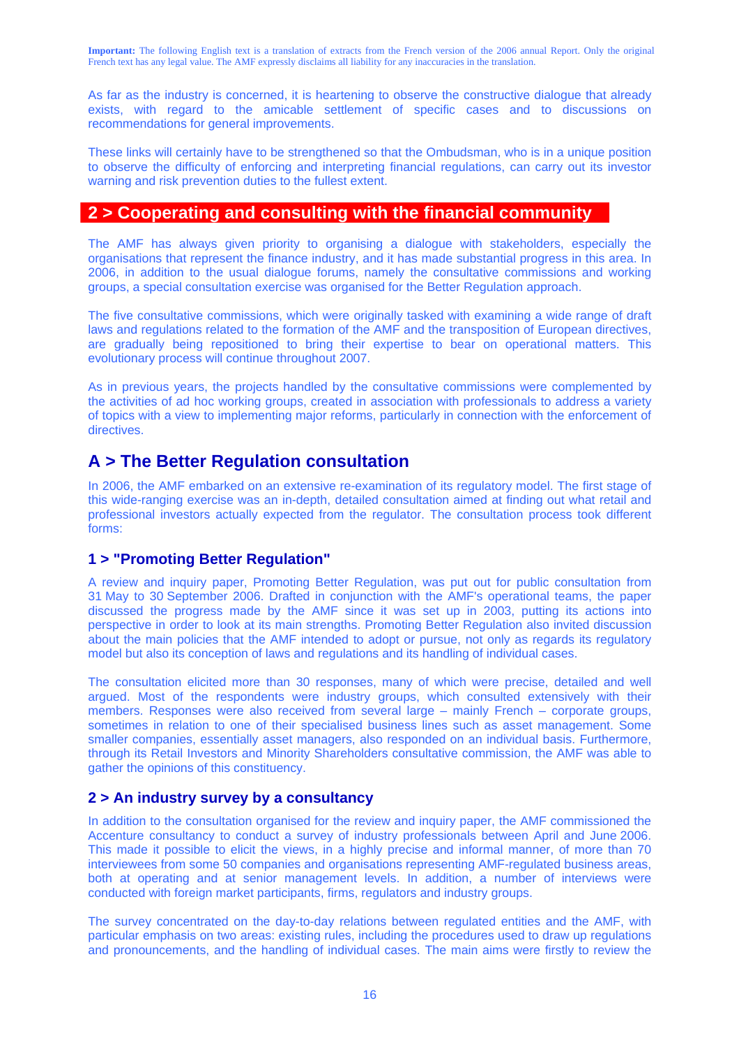**Important:** The following English text is a translation of extracts from the French version of the 2006 annual Report. Only the original French text has any legal value. The AMF expressly disclaims all liability for any inaccuracies in the translation.

As far as the industry is concerned, it is heartening to observe the constructive dialogue that already exists, with regard to the amicable settlement of specific cases and to discussions on recommendations for general improvements.

These links will certainly have to be strengthened so that the Ombudsman, who is in a unique position to observe the difficulty of enforcing and interpreting financial regulations, can carry out its investor warning and risk prevention duties to the fullest extent.

## 2 > Cooperating and consulting with the financial community

The AMF has always given priority to organising a dialogue with stakeholders, especially the organisations that represent the finance industry, and it has made substantial progress in this area. In 2006, in addition to the usual dialogue forums, namely the consultative commissions and working groups, a special consultation exercise was organised for the Better Regulation approach.

The five consultative commissions, which were originally tasked with examining a wide range of draft laws and regulations related to the formation of the AMF and the transposition of European directives, are gradually being repositioned to bring their expertise to bear on operational matters. This evolutionary process will continue throughout 2007.

As in previous years, the projects handled by the consultative commissions were complemented by the activities of ad hoc working groups, created in association with professionals to address a variety of topics with a view to implementing major reforms, particularly in connection with the enforcement of directives.

### A > The Better Regulation consultation

In 2006, the AMF embarked on an extensive re-examination of its regulatory model. The first stage of this wide-ranging exercise was an in-depth, detailed consultation aimed at finding out what retail and professional investors actually expected from the regulator. The consultation process took different forms:

#### 1 > "Promoting Better Regulation"

A review and inquiry paper, Promoting Better Regulation, was put out for public consultation from 31 May to 30 September 2006. Drafted in conjunction with the AMF's operational teams, the paper discussed the progress made by the AMF since it was set up in 2003, putting its actions into perspective in order to look at its main strengths. Promoting Better Regulation also invited discussion about the main policies that the AMF intended to adopt or pursue, not only as regards its regulatory model but also its conception of laws and regulations and its handling of individual cases.

The consultation elicited more than 30 responses, many of which were precise, detailed and well argued. Most of the respondents were industry groups, which consulted extensively with their members. Responses were also received from several large – mainly French – corporate groups, sometimes in relation to one of their specialised business lines such as asset management. Some smaller companies, essentially asset managers, also responded on an individual basis. Furthermore, through its Retail Investors and Minority Shareholders consultative commission, the AMF was able to gather the opinions of this constituency.

#### 2 > An industry survey by a consultancy

In addition to the consultation organised for the review and inquiry paper, the AMF commissioned the Accenture consultancy to conduct a survey of industry professionals between April and June 2006. This made it possible to elicit the views, in a highly precise and informal manner, of more than 70 interviewees from some 50 companies and organisations representing AMF-regulated business areas, both at operating and at senior management levels. In addition, a number of interviews were conducted with foreign market participants, firms, regulators and industry groups.

The survey concentrated on the day-to-day relations between regulated entities and the AMF, with particular emphasis on two areas: existing rules, including the procedures used to draw up regulations and pronouncements, and the handling of individual cases. The main aims were firstly to review the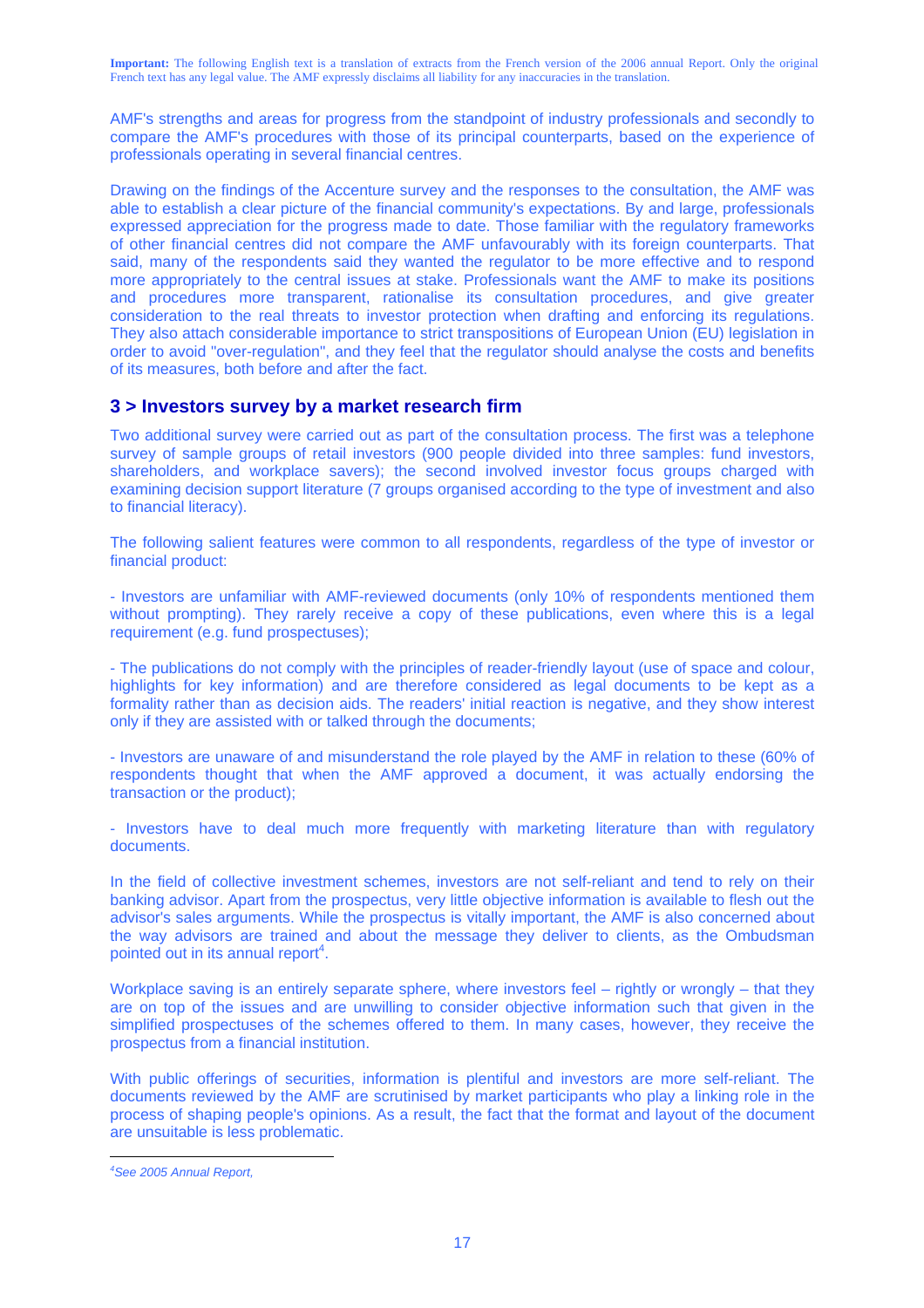**Important:** The following English text is a translation of extracts from the French version of the 2006 annual Report. Only the original French text has any legal value. The AMF expressly disclaims all liability for any inaccuracies in the translation.

AMF's strengths and areas for progress from the standpoint of industry professionals and secondly to compare the AMF's procedures with those of its principal counterparts, based on the experience of professionals operating in several financial centres.

Drawing on the findings of the Accenture survey and the responses to the consultation, the AMF was able to establish a clear picture of the financial community's expectations. By and large, professionals expressed appreciation for the progress made to date. Those familiar with the regulatory frameworks of other financial centres did not compare the AMF unfavourably with its foreign counterparts. That said, many of the respondents said they wanted the regulator to be more effective and to respond more appropriately to the central issues at stake. Professionals want the AMF to make its positions and procedures more transparent, rationalise its consultation procedures, and give greater consideration to the real threats to investor protection when drafting and enforcing its regulations. They also attach considerable importance to strict transpositions of European Union (EU) legislation in order to avoid "over-regulation", and they feel that the regulator should analyse the costs and benefits of its measures, both before and after the fact.

## 3 > Investors survey by a market research firm

Two additional survey were carried out as part of the consultation process. The first was a telephone survey of sample groups of retail investors (900 people divided into three samples: fund investors, shareholders, and workplace savers); the second involved investor focus groups charged with examining decision support literature (7 groups organised according to the type of investment and also to financial literacy).

The following salient features were common to all respondents, regardless of the type of investor or financial product:

- Investors are unfamiliar with AMF-reviewed documents (only 10% of respondents mentioned them without prompting). They rarely receive a copy of these publications, even where this is a legal requirement (e.g. fund prospectuses);

- The publications do not comply with the principles of reader-friendly layout (use of space and colour, highlights for key information) and are therefore considered as legal documents to be kept as a formality rather than as decision aids. The readers' initial reaction is negative, and they show interest only if they are assisted with or talked through the documents;

- Investors are unaware of and misunderstand the role played by the AMF in relation to these (60% of respondents thought that when the AMF approved a document, it was actually endorsing the transaction or the product);

- Investors have to deal much more frequently with marketing literature than with regulatory documents.

In the field of collective investment schemes, investors are not self-reliant and tend to rely on their banking advisor. Apart from the prospectus, very little objective information is available to flesh out the advisor's sales arguments. While the prospectus is vitally important, the AMF is also concerned about the way advisors are trained and about the message they deliver to clients, as the Ombudsman pointed out in its annual report[4].

Workplace saving is an entirely separate sphere, where investors feel – rightly or wrongly – that they are on top of the issues and are unwilling to consider objective information such that given in the simplified prospectuses of the schemes offered to them. In many cases, however, they receive the prospectus from a financial institution.

With public offerings of securities, information is plentiful and investors are more self-reliant. The documents reviewed by the AMF are scrutinised by market participants who play a linking role in the process of shaping people's opinions. As a result, the fact that the format and layout of the document are unsuitable is less problematic.

---

[4] *See 2005 Annual Report,*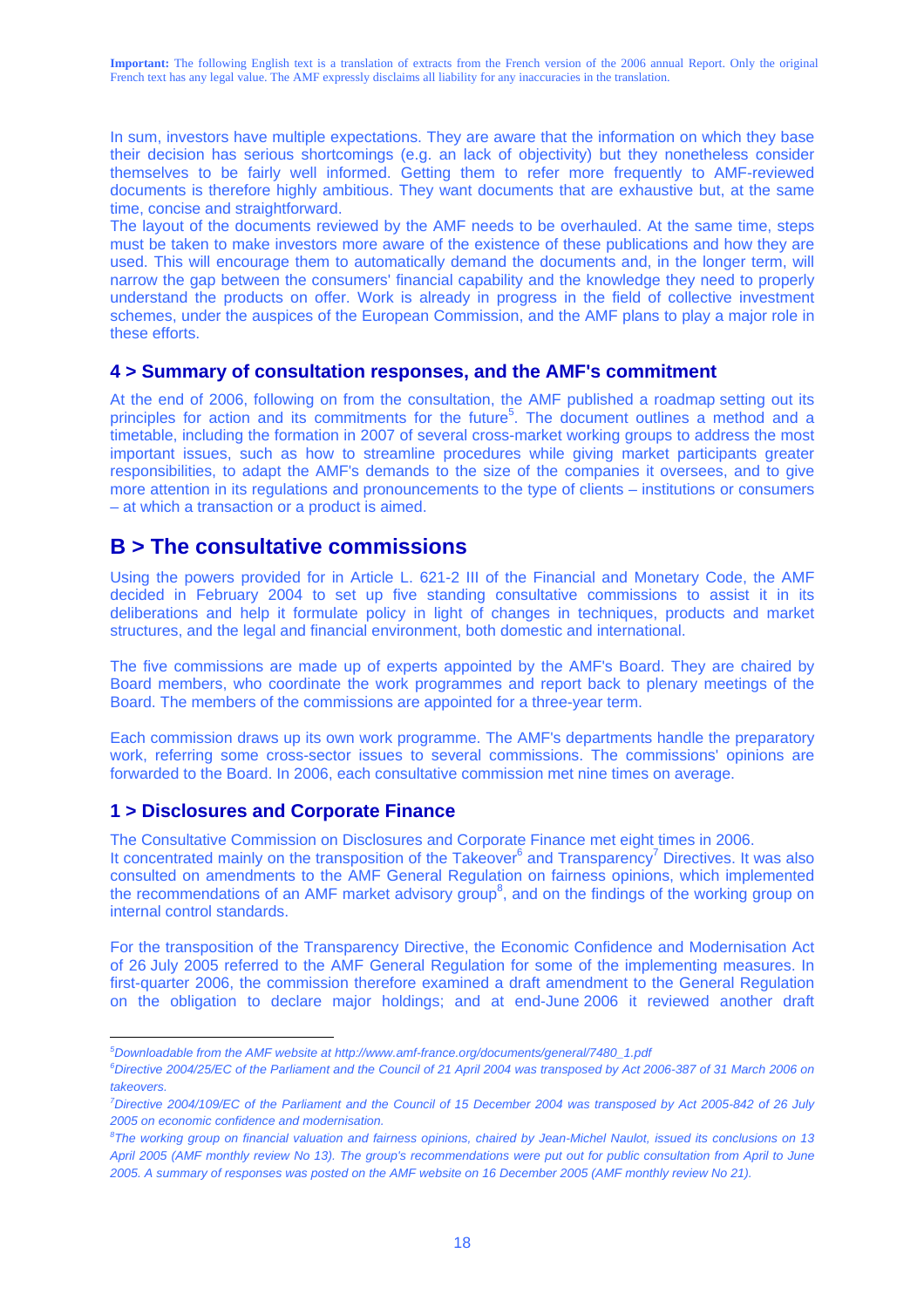**Important:** The following English text is a translation of extracts from the French version of the 2006 annual Report. Only the original French text has any legal value. The AMF expressly disclaims all liability for any inaccuracies in the translation.

In sum, investors have multiple expectations. They are aware that the information on which they base their decision has serious shortcomings (e.g. an lack of objectivity) but they nonetheless consider themselves to be fairly well informed. Getting them to refer more frequently to AMF-reviewed documents is therefore highly ambitious. They want documents that are exhaustive but, at the same time, concise and straightforward.

The layout of the documents reviewed by the AMF needs to be overhauled. At the same time, steps must be taken to make investors more aware of the existence of these publications and how they are used. This will encourage them to automatically demand the documents and, in the longer term, will narrow the gap between the consumers' financial capability and the knowledge they need to properly understand the products on offer. Work is already in progress in the field of collective investment schemes, under the auspices of the European Commission, and the AMF plans to play a major role in these efforts.

### 4 > Summary of consultation responses, and the AMF's commitment

At the end of 2006, following on from the consultation, the AMF published a roadmap setting out its principles for action and its commitments for the future[5]. The document outlines a method and a timetable, including the formation in 2007 of several cross-market working groups to address the most important issues, such as how to streamline procedures while giving market participants greater responsibilities, to adapt the AMF's demands to the size of the companies it oversees, and to give more attention in its regulations and pronouncements to the type of clients – institutions or consumers – at which a transaction or a product is aimed.

## B > The consultative commissions

Using the powers provided for in Article L. 621-2 III of the Financial and Monetary Code, the AMF decided in February 2004 to set up five standing consultative commissions to assist it in its deliberations and help it formulate policy in light of changes in techniques, products and market structures, and the legal and financial environment, both domestic and international.

The five commissions are made up of experts appointed by the AMF's Board. They are chaired by Board members, who coordinate the work programmes and report back to plenary meetings of the Board. The members of the commissions are appointed for a three-year term.

Each commission draws up its own work programme. The AMF's departments handle the preparatory work, referring some cross-sector issues to several commissions. The commissions' opinions are forwarded to the Board. In 2006, each consultative commission met nine times on average.

### 1 > Disclosures and Corporate Finance

The Consultative Commission on Disclosures and Corporate Finance met eight times in 2006.
It concentrated mainly on the transposition of the Takeover[6] and Transparency[7] Directives. It was also consulted on amendments to the AMF General Regulation on fairness opinions, which implemented the recommendations of an AMF market advisory group[8], and on the findings of the working group on internal control standards.

For the transposition of the Transparency Directive, the Economic Confidence and Modernisation Act of 26 July 2005 referred to the AMF General Regulation for some of the implementing measures. In first-quarter 2006, the commission therefore examined a draft amendment to the General Regulation on the obligation to declare major holdings; and at end-June 2006 it reviewed another draft

---

*[5] Downloadable from the AMF website at http://www.amf-france.org/documents/general/7480_1.pdf*

*[6] Directive 2004/25/EC of the Parliament and the Council of 21 April 2004 was transposed by Act 2006-387 of 31 March 2006 on takeovers.*

*[7] Directive 2004/109/EC of the Parliament and the Council of 15 December 2004 was transposed by Act 2005-842 of 26 July 2005 on economic confidence and modernisation.*

*[8] The working group on financial valuation and fairness opinions, chaired by Jean-Michel Naulot, issued its conclusions on 13 April 2005 (AMF monthly review No 13). The group's recommendations were put out for public consultation from April to June 2005. A summary of responses was posted on the AMF website on 16 December 2005 (AMF monthly review No 21).*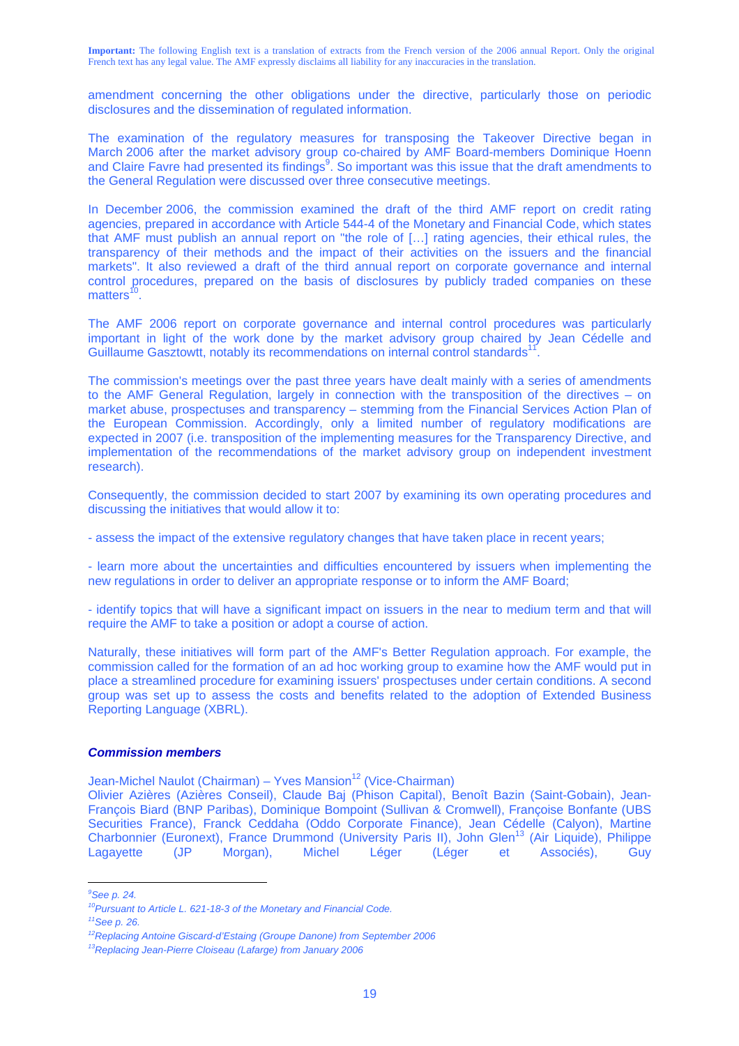**Important:** The following English text is a translation of extracts from the French version of the 2006 annual Report. Only the original French text has any legal value. The AMF expressly disclaims all liability for any inaccuracies in the translation.

amendment concerning the other obligations under the directive, particularly those on periodic disclosures and the dissemination of regulated information.

The examination of the regulatory measures for transposing the Takeover Directive began in March 2006 after the market advisory group co-chaired by AMF Board-members Dominique Hoenn and Claire Favre had presented its findings[9]. So important was this issue that the draft amendments to the General Regulation were discussed over three consecutive meetings.

In December 2006, the commission examined the draft of the third AMF report on credit rating agencies, prepared in accordance with Article 544-4 of the Monetary and Financial Code, which states that AMF must publish an annual report on "the role of […] rating agencies, their ethical rules, the transparency of their methods and the impact of their activities on the issuers and the financial markets". It also reviewed a draft of the third annual report on corporate governance and internal control procedures, prepared on the basis of disclosures by publicly traded companies on these matters[10].

The AMF 2006 report on corporate governance and internal control procedures was particularly important in light of the work done by the market advisory group chaired by Jean Cédelle and Guillaume Gasztowtt, notably its recommendations on internal control standards[11].

The commission's meetings over the past three years have dealt mainly with a series of amendments to the AMF General Regulation, largely in connection with the transposition of the directives – on market abuse, prospectuses and transparency – stemming from the Financial Services Action Plan of the European Commission. Accordingly, only a limited number of regulatory modifications are expected in 2007 (i.e. transposition of the implementing measures for the Transparency Directive, and implementation of the recommendations of the market advisory group on independent investment research).

Consequently, the commission decided to start 2007 by examining its own operating procedures and discussing the initiatives that would allow it to:

- assess the impact of the extensive regulatory changes that have taken place in recent years;

- learn more about the uncertainties and difficulties encountered by issuers when implementing the new regulations in order to deliver an appropriate response or to inform the AMF Board;

- identify topics that will have a significant impact on issuers in the near to medium term and that will require the AMF to take a position or adopt a course of action.

Naturally, these initiatives will form part of the AMF's Better Regulation approach. For example, the commission called for the formation of an ad hoc working group to examine how the AMF would put in place a streamlined procedure for examining issuers' prospectuses under certain conditions. A second group was set up to assess the costs and benefits related to the adoption of Extended Business Reporting Language (XBRL).

***Commission members***

Jean-Michel Naulot (Chairman) – Yves Mansion[12] (Vice-Chairman)
Olivier Azières (Azières Conseil), Claude Baj (Phison Capital), Benoît Bazin (Saint-Gobain), Jean-François Biard (BNP Paribas), Dominique Bompoint (Sullivan & Cromwell), Françoise Bonfante (UBS Securities France), Franck Ceddaha (Oddo Corporate Finance), Jean Cédelle (Calyon), Martine Charbonnier (Euronext), France Drummond (University Paris II), John Glen[13] (Air Liquide), Philippe Lagayette (JP Morgan), Michel Léger (Léger et Associés), Guy

---

[9] See p. 24.
[10] Pursuant to Article L. 621-18-3 of the Monetary and Financial Code.
[11] See p. 26.
[12] Replacing Antoine Giscard-d'Estaing (Groupe Danone) from September 2006
[13] Replacing Jean-Pierre Cloiseau (Lafarge) from January 2006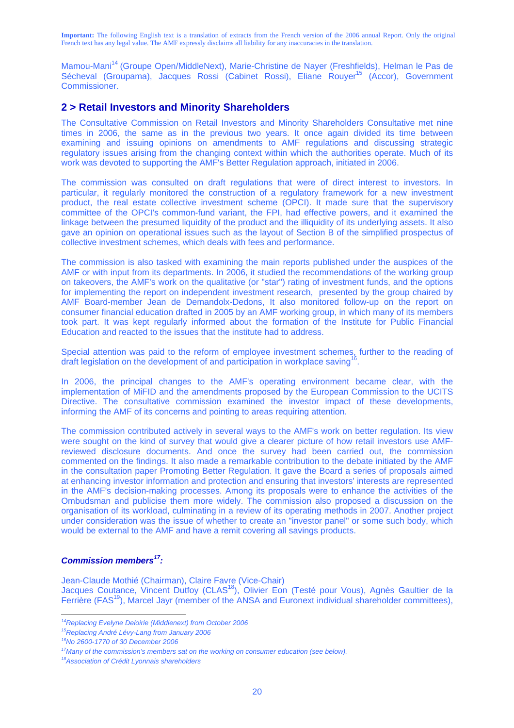**Important:** The following English text is a translation of extracts from the French version of the 2006 annual Report. Only the original French text has any legal value. The AMF expressly disclaims all liability for any inaccuracies in the translation.

Mamou-Mani[14] (Groupe Open/MiddleNext), Marie-Christine de Nayer (Freshfields), Helman le Pas de Sécheval (Groupama), Jacques Rossi (Cabinet Rossi), Eliane Rouyer[15] (Accor), Government Commissioner.

## 2 > Retail Investors and Minority Shareholders

The Consultative Commission on Retail Investors and Minority Shareholders Consultative met nine times in 2006, the same as in the previous two years. It once again divided its time between examining and issuing opinions on amendments to AMF regulations and discussing strategic regulatory issues arising from the changing context within which the authorities operate. Much of its work was devoted to supporting the AMF's Better Regulation approach, initiated in 2006.

The commission was consulted on draft regulations that were of direct interest to investors. In particular, it regularly monitored the construction of a regulatory framework for a new investment product, the real estate collective investment scheme (OPCI). It made sure that the supervisory committee of the OPCI's common-fund variant, the FPI, had effective powers, and it examined the linkage between the presumed liquidity of the product and the illiquidity of its underlying assets. It also gave an opinion on operational issues such as the layout of Section B of the simplified prospectus of collective investment schemes, which deals with fees and performance.

The commission is also tasked with examining the main reports published under the auspices of the AMF or with input from its departments. In 2006, it studied the recommendations of the working group on takeovers, the AMF's work on the qualitative (or "star") rating of investment funds, and the options for implementing the report on independent investment research, presented by the group chaired by AMF Board-member Jean de Demandolx-Dedons, It also monitored follow-up on the report on consumer financial education drafted in 2005 by an AMF working group, in which many of its members took part. It was kept regularly informed about the formation of the Institute for Public Financial Education and reacted to the issues that the institute had to address.

Special attention was paid to the reform of employee investment schemes, further to the reading of draft legislation on the development of and participation in workplace saving[16].

In 2006, the principal changes to the AMF's operating environment became clear, with the implementation of MiFID and the amendments proposed by the European Commission to the UCITS Directive. The consultative commission examined the investor impact of these developments, informing the AMF of its concerns and pointing to areas requiring attention.

The commission contributed actively in several ways to the AMF's work on better regulation. Its view were sought on the kind of survey that would give a clearer picture of how retail investors use AMF-reviewed disclosure documents. And once the survey had been carried out, the commission commented on the findings. It also made a remarkable contribution to the debate initiated by the AMF in the consultation paper Promoting Better Regulation. It gave the Board a series of proposals aimed at enhancing investor information and protection and ensuring that investors' interests are represented in the AMF's decision-making processes. Among its proposals were to enhance the activities of the Ombudsman and publicise them more widely. The commission also proposed a discussion on the organisation of its workload, culminating in a review of its operating methods in 2007. Another project under consideration was the issue of whether to create an "investor panel" or some such body, which would be external to the AMF and have a remit covering all savings products.

***Commission members[17]:***

Jean-Claude Mothié (Chairman), Claire Favre (Vice-Chair)
Jacques Coutance, Vincent Dutfoy (CLAS[18]), Olivier Eon (Testé pour Vous), Agnès Gaultier de la Ferrière (FAS[19]), Marcel Jayr (member of the ANSA and Euronext individual shareholder committees),

---

*[14] Replacing Evelyne Deloirie (Middlenext) from October 2006*
*[15] Replacing André Lévy-Lang from January 2006*
*[16] No 2600-1770 of 30 December 2006*
*[17] Many of the commission's members sat on the working on consumer education (see below).*
*[18] Association of Crédit Lyonnais shareholders*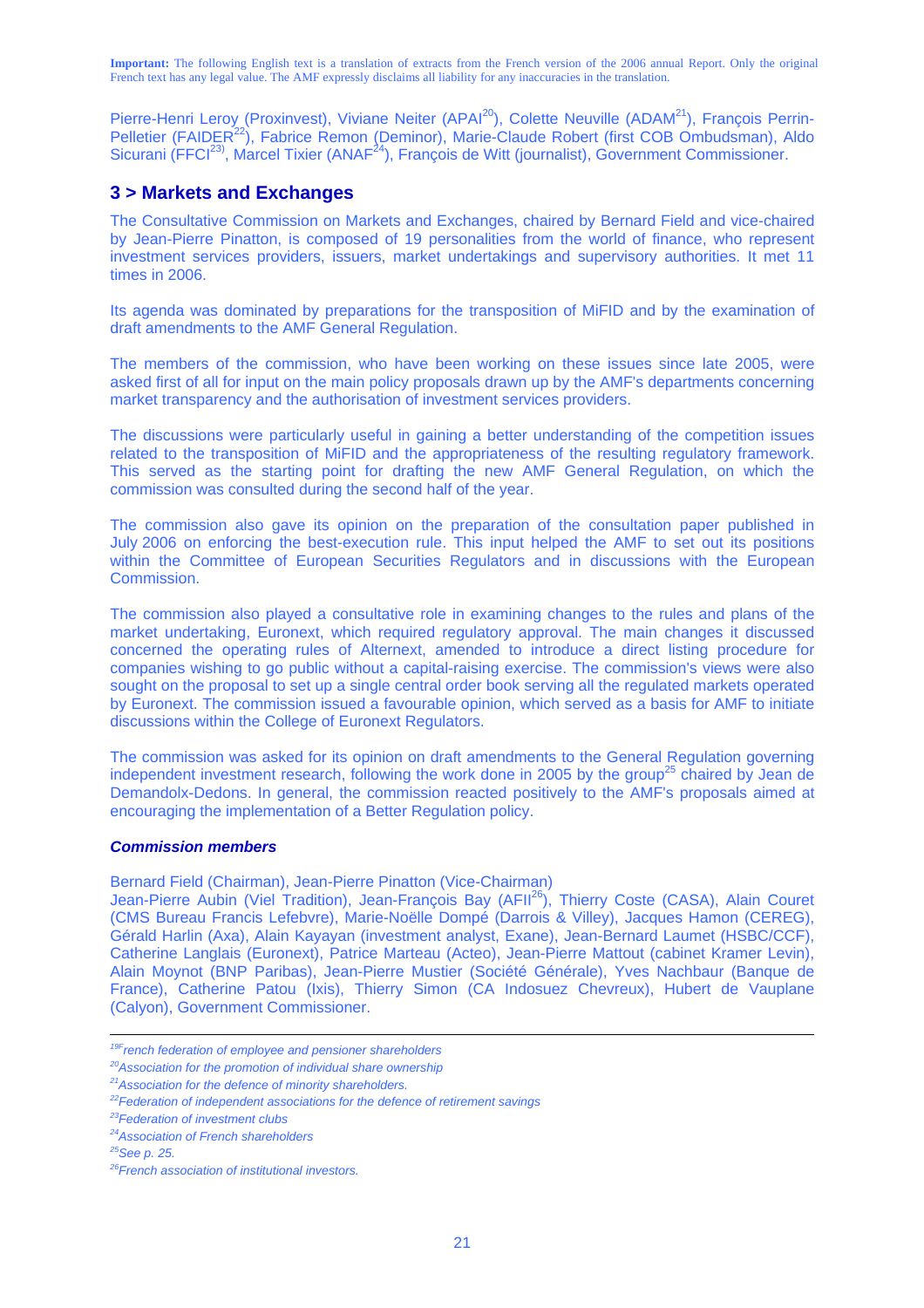**Important:** The following English text is a translation of extracts from the French version of the 2006 annual Report. Only the original French text has any legal value. The AMF expressly disclaims all liability for any inaccuracies in the translation.

Pierre-Henri Leroy (Proxinvest), Viviane Neiter (APAI[20]), Colette Neuville (ADAM[21]), François Perrin-Pelletier (FAIDER[22]), Fabrice Remon (Deminor), Marie-Claude Robert (first COB Ombudsman), Aldo Sicurani (FFCI[23]), Marcel Tixier (ANAF[24]), François de Witt (journalist), Government Commissioner.

## 3 > Markets and Exchanges

The Consultative Commission on Markets and Exchanges, chaired by Bernard Field and vice-chaired by Jean-Pierre Pinatton, is composed of 19 personalities from the world of finance, who represent investment services providers, issuers, market undertakings and supervisory authorities. It met 11 times in 2006.

Its agenda was dominated by preparations for the transposition of MiFID and by the examination of draft amendments to the AMF General Regulation.

The members of the commission, who have been working on these issues since late 2005, were asked first of all for input on the main policy proposals drawn up by the AMF's departments concerning market transparency and the authorisation of investment services providers.

The discussions were particularly useful in gaining a better understanding of the competition issues related to the transposition of MiFID and the appropriateness of the resulting regulatory framework. This served as the starting point for drafting the new AMF General Regulation, on which the commission was consulted during the second half of the year.

The commission also gave its opinion on the preparation of the consultation paper published in July 2006 on enforcing the best-execution rule. This input helped the AMF to set out its positions within the Committee of European Securities Regulators and in discussions with the European Commission.

The commission also played a consultative role in examining changes to the rules and plans of the market undertaking, Euronext, which required regulatory approval. The main changes it discussed concerned the operating rules of Alternext, amended to introduce a direct listing procedure for companies wishing to go public without a capital-raising exercise. The commission's views were also sought on the proposal to set up a single central order book serving all the regulated markets operated by Euronext. The commission issued a favourable opinion, which served as a basis for AMF to initiate discussions within the College of Euronext Regulators.

The commission was asked for its opinion on draft amendments to the General Regulation governing independent investment research, following the work done in 2005 by the group[25] chaired by Jean de Demandolx-Dedons. In general, the commission reacted positively to the AMF's proposals aimed at encouraging the implementation of a Better Regulation policy.

***Commission members***

Bernard Field (Chairman), Jean-Pierre Pinatton (Vice-Chairman)
Jean-Pierre Aubin (Viel Tradition), Jean-François Bay (AFII[26]), Thierry Coste (CASA), Alain Courет (CMS Bureau Francis Lefebvre), Marie-Noëlle Dompé (Darrois & Villey), Jacques Hamon (CEREG), Gérald Harlin (Axa), Alain Kayayan (investment analyst, Exane), Jean-Bernard Laumet (HSBC/CCF), Catherine Langlais (Euronext), Patrice Marteau (Acteo), Jean-Pierre Mattout (cabinet Kramer Levin), Alain Moynot (BNP Paribas), Jean-Pierre Mustier (Société Générale), Yves Nachbaur (Banque de France), Catherine Patou (Ixis), Thierry Simon (CA Indosuez Chevreux), Hubert de Vauplane (Calyon), Government Commissioner.

---

*[19] French federation of employee and pensioner shareholders*
*[20] Association for the promotion of individual share ownership*
*[21] Association for the defence of minority shareholders.*
*[22] Federation of independent associations for the defence of retirement savings*
*[23] Federation of investment clubs*
*[24] Association of French shareholders*
*[25] See p. 25.*
*[26] French association of institutional investors.*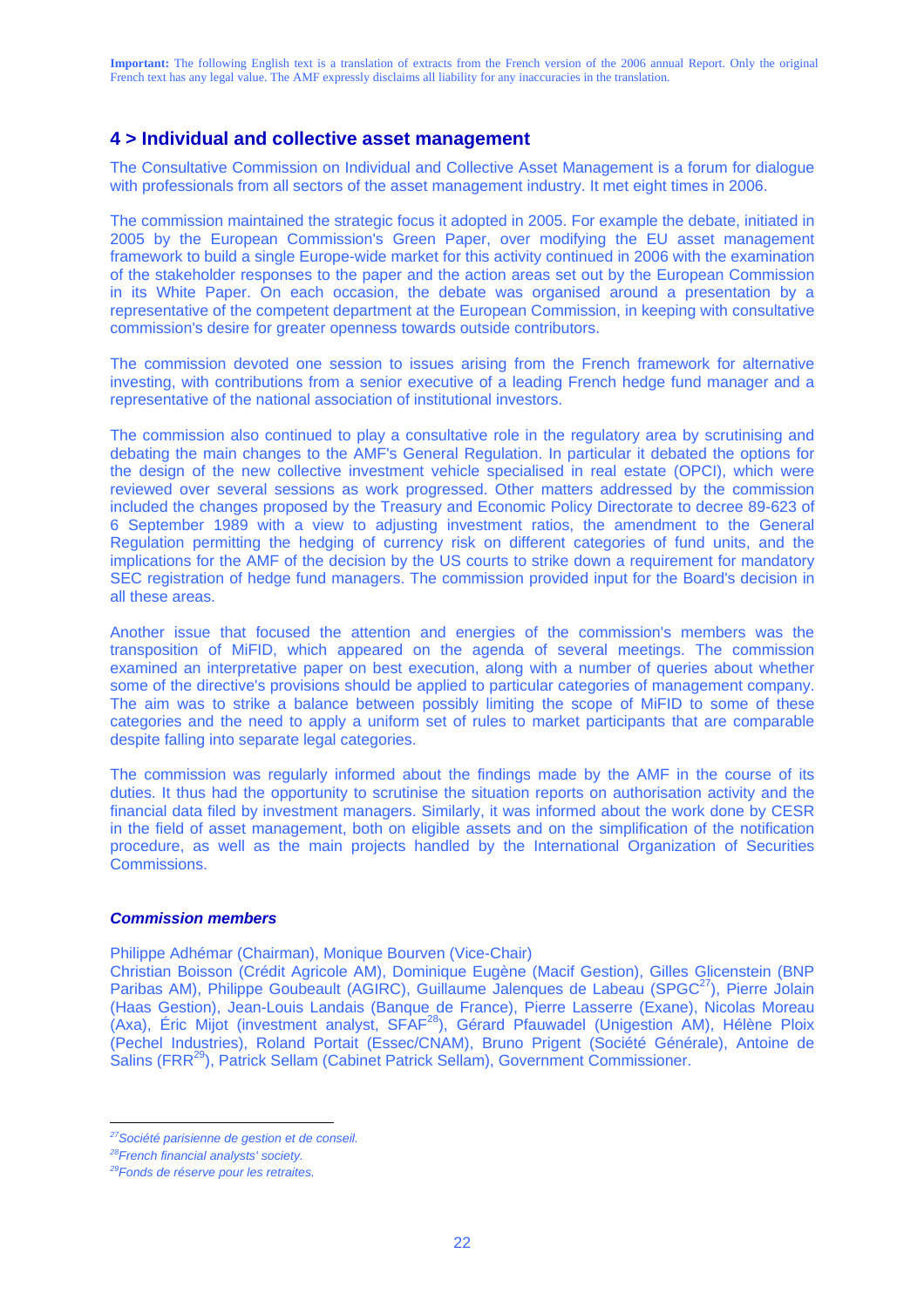**Important:** The following English text is a translation of extracts from the French version of the 2006 annual Report. Only the original French text has any legal value. The AMF expressly disclaims all liability for any inaccuracies in the translation.

## 4 > Individual and collective asset management

The Consultative Commission on Individual and Collective Asset Management is a forum for dialogue with professionals from all sectors of the asset management industry. It met eight times in 2006.

The commission maintained the strategic focus it adopted in 2005. For example the debate, initiated in 2005 by the European Commission's Green Paper, over modifying the EU asset management framework to build a single Europe-wide market for this activity continued in 2006 with the examination of the stakeholder responses to the paper and the action areas set out by the European Commission in its White Paper. On each occasion, the debate was organised around a presentation by a representative of the competent department at the European Commission, in keeping with consultative commission's desire for greater openness towards outside contributors.

The commission devoted one session to issues arising from the French framework for alternative investing, with contributions from a senior executive of a leading French hedge fund manager and a representative of the national association of institutional investors.

The commission also continued to play a consultative role in the regulatory area by scrutinising and debating the main changes to the AMF's General Regulation. In particular it debated the options for the design of the new collective investment vehicle specialised in real estate (OPCI), which were reviewed over several sessions as work progressed. Other matters addressed by the commission included the changes proposed by the Treasury and Economic Policy Directorate to decree 89-623 of 6 September 1989 with a view to adjusting investment ratios, the amendment to the General Regulation permitting the hedging of currency risk on different categories of fund units, and the implications for the AMF of the decision by the US courts to strike down a requirement for mandatory SEC registration of hedge fund managers. The commission provided input for the Board's decision in all these areas.

Another issue that focused the attention and energies of the commission's members was the transposition of MiFID, which appeared on the agenda of several meetings. The commission examined an interpretative paper on best execution, along with a number of queries about whether some of the directive's provisions should be applied to particular categories of management company. The aim was to strike a balance between possibly limiting the scope of MiFID to some of these categories and the need to apply a uniform set of rules to market participants that are comparable despite falling into separate legal categories.

The commission was regularly informed about the findings made by the AMF in the course of its duties. It thus had the opportunity to scrutinise the situation reports on authorisation activity and the financial data filed by investment managers. Similarly, it was informed about the work done by CESR in the field of asset management, both on eligible assets and on the simplification of the notification procedure, as well as the main projects handled by the International Organization of Securities Commissions.

### *Commission members*

Philippe Adhémar (Chairman), Monique Bourven (Vice-Chair)
Christian Boisson (Crédit Agricole AM), Dominique Eugène (Macif Gestion), Gilles Glicenstein (BNP Paribas AM), Philippe Goubeault (AGIRC), Guillaume Jalenques de Labeau (SPGC[27]), Pierre Jolain (Haas Gestion), Jean-Louis Landais (Banque de France), Pierre Lasserre (Exane), Nicolas Moreau (Axa), Éric Mijot (investment analyst, SFAF[28]), Gérard Pfauwadel (Unigestion AM), Hélène Ploix (Pechel Industries), Roland Portait (Essec/CNAM), Bruno Prigent (Société Générale), Antoine de Salins (FRR[29]), Patrick Sellam (Cabinet Patrick Sellam), Government Commissioner.

---

[27] *Société parisienne de gestion et de conseil.*
[28] *French financial analysts' society.*
[29] *Fonds de réserve pour les retraites.*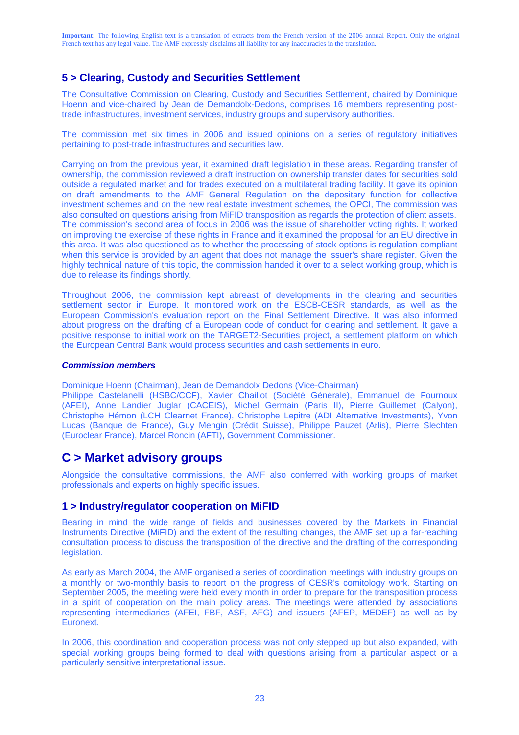**Important:** The following English text is a translation of extracts from the French version of the 2006 annual Report. Only the original French text has any legal value. The AMF expressly disclaims all liability for any inaccuracies in the translation.

## 5 > Clearing, Custody and Securities Settlement

The Consultative Commission on Clearing, Custody and Securities Settlement, chaired by Dominique Hoenn and vice-chaired by Jean de Demandolx-Dedons, comprises 16 members representing post-trade infrastructures, investment services, industry groups and supervisory authorities.

The commission met six times in 2006 and issued opinions on a series of regulatory initiatives pertaining to post-trade infrastructures and securities law.

Carrying on from the previous year, it examined draft legislation in these areas. Regarding transfer of ownership, the commission reviewed a draft instruction on ownership transfer dates for securities sold outside a regulated market and for trades executed on a multilateral trading facility. It gave its opinion on draft amendments to the AMF General Regulation on the depositary function for collective investment schemes and on the new real estate investment schemes, the OPCI, The commission was also consulted on questions arising from MiFID transposition as regards the protection of client assets. The commission's second area of focus in 2006 was the issue of shareholder voting rights. It worked on improving the exercise of these rights in France and it examined the proposal for an EU directive in this area. It was also questioned as to whether the processing of stock options is regulation-compliant when this service is provided by an agent that does not manage the issuer's share register. Given the highly technical nature of this topic, the commission handed it over to a select working group, which is due to release its findings shortly.

Throughout 2006, the commission kept abreast of developments in the clearing and securities settlement sector in Europe. It monitored work on the ESCB-CESR standards, as well as the European Commission's evaluation report on the Final Settlement Directive. It was also informed about progress on the drafting of a European code of conduct for clearing and settlement. It gave a positive response to initial work on the TARGET2-Securities project, a settlement platform on which the European Central Bank would process securities and cash settlements in euro.

***Commission members***

Dominique Hoenn (Chairman), Jean de Demandolx Dedons (Vice-Chairman)
Philippe Castelanelli (HSBC/CCF), Xavier Chaillot (Société Générale), Emmanuel de Fournoux (AFEI), Anne Landier Juglar (CACEIS), Michel Germain (Paris II), Pierre Guillemet (Calyon), Christophe Hémon (LCH Clearnet France), Christophe Lepitre (ADI Alternative Investments), Yvon Lucas (Banque de France), Guy Mengin (Crédit Suisse), Philippe Pauzet (Arlis), Pierre Slechten (Euroclear France), Marcel Roncin (AFTI), Government Commissioner.

# C > Market advisory groups

Alongside the consultative commissions, the AMF also conferred with working groups of market professionals and experts on highly specific issues.

## 1 > Industry/regulator cooperation on MiFID

Bearing in mind the wide range of fields and businesses covered by the Markets in Financial Instruments Directive (MiFID) and the extent of the resulting changes, the AMF set up a far-reaching consultation process to discuss the transposition of the directive and the drafting of the corresponding legislation.

As early as March 2004, the AMF organised a series of coordination meetings with industry groups on a monthly or two-monthly basis to report on the progress of CESR's comitology work. Starting on September 2005, the meeting were held every month in order to prepare for the transposition process in a spirit of cooperation on the main policy areas. The meetings were attended by associations representing intermediaries (AFEI, FBF, ASF, AFG) and issuers (AFEP, MEDEF) as well as by Euronext.

In 2006, this coordination and cooperation process was not only stepped up but also expanded, with special working groups being formed to deal with questions arising from a particular aspect or a particularly sensitive interpretational issue.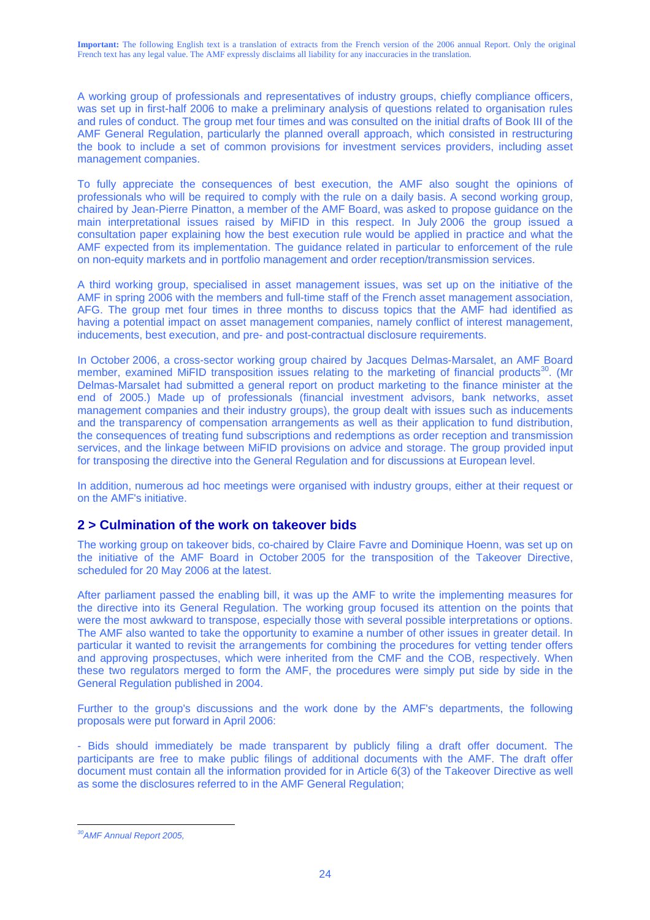**Important:** The following English text is a translation of extracts from the French version of the 2006 annual Report. Only the original French text has any legal value. The AMF expressly disclaims all liability for any inaccuracies in the translation.

A working group of professionals and representatives of industry groups, chiefly compliance officers, was set up in first-half 2006 to make a preliminary analysis of questions related to organisation rules and rules of conduct. The group met four times and was consulted on the initial drafts of Book III of the AMF General Regulation, particularly the planned overall approach, which consisted in restructuring the book to include a set of common provisions for investment services providers, including asset management companies.

To fully appreciate the consequences of best execution, the AMF also sought the opinions of professionals who will be required to comply with the rule on a daily basis. A second working group, chaired by Jean-Pierre Pinatton, a member of the AMF Board, was asked to propose guidance on the main interpretational issues raised by MiFID in this respect. In July 2006 the group issued a consultation paper explaining how the best execution rule would be applied in practice and what the AMF expected from its implementation. The guidance related in particular to enforcement of the rule on non-equity markets and in portfolio management and order reception/transmission services.

A third working group, specialised in asset management issues, was set up on the initiative of the AMF in spring 2006 with the members and full-time staff of the French asset management association, AFG. The group met four times in three months to discuss topics that the AMF had identified as having a potential impact on asset management companies, namely conflict of interest management, inducements, best execution, and pre- and post-contractual disclosure requirements.

In October 2006, a cross-sector working group chaired by Jacques Delmas-Marsalet, an AMF Board member, examined MiFID transposition issues relating to the marketing of financial products[30]. (Mr Delmas-Marsalet had submitted a general report on product marketing to the finance minister at the end of 2005.) Made up of professionals (financial investment advisors, bank networks, asset management companies and their industry groups), the group dealt with issues such as inducements and the transparency of compensation arrangements as well as their application to fund distribution, the consequences of treating fund subscriptions and redemptions as order reception and transmission services, and the linkage between MiFID provisions on advice and storage. The group provided input for transposing the directive into the General Regulation and for discussions at European level.

In addition, numerous ad hoc meetings were organised with industry groups, either at their request or on the AMF's initiative.

## 2 > Culmination of the work on takeover bids

The working group on takeover bids, co-chaired by Claire Favre and Dominique Hoenn, was set up on the initiative of the AMF Board in October 2005 for the transposition of the Takeover Directive, scheduled for 20 May 2006 at the latest.

After parliament passed the enabling bill, it was up the AMF to write the implementing measures for the directive into its General Regulation. The working group focused its attention on the points that were the most awkward to transpose, especially those with several possible interpretations or options. The AMF also wanted to take the opportunity to examine a number of other issues in greater detail. In particular it wanted to revisit the arrangements for combining the procedures for vetting tender offers and approving prospectuses, which were inherited from the CMF and the COB, respectively. When these two regulators merged to form the AMF, the procedures were simply put side by side in the General Regulation published in 2004.

Further to the group's discussions and the work done by the AMF's departments, the following proposals were put forward in April 2006:

- Bids should immediately be made transparent by publicly filing a draft offer document. The participants are free to make public filings of additional documents with the AMF. The draft offer document must contain all the information provided for in Article 6(3) of the Takeover Directive as well as some the disclosures referred to in the AMF General Regulation;

[30] *AMF Annual Report 2005,*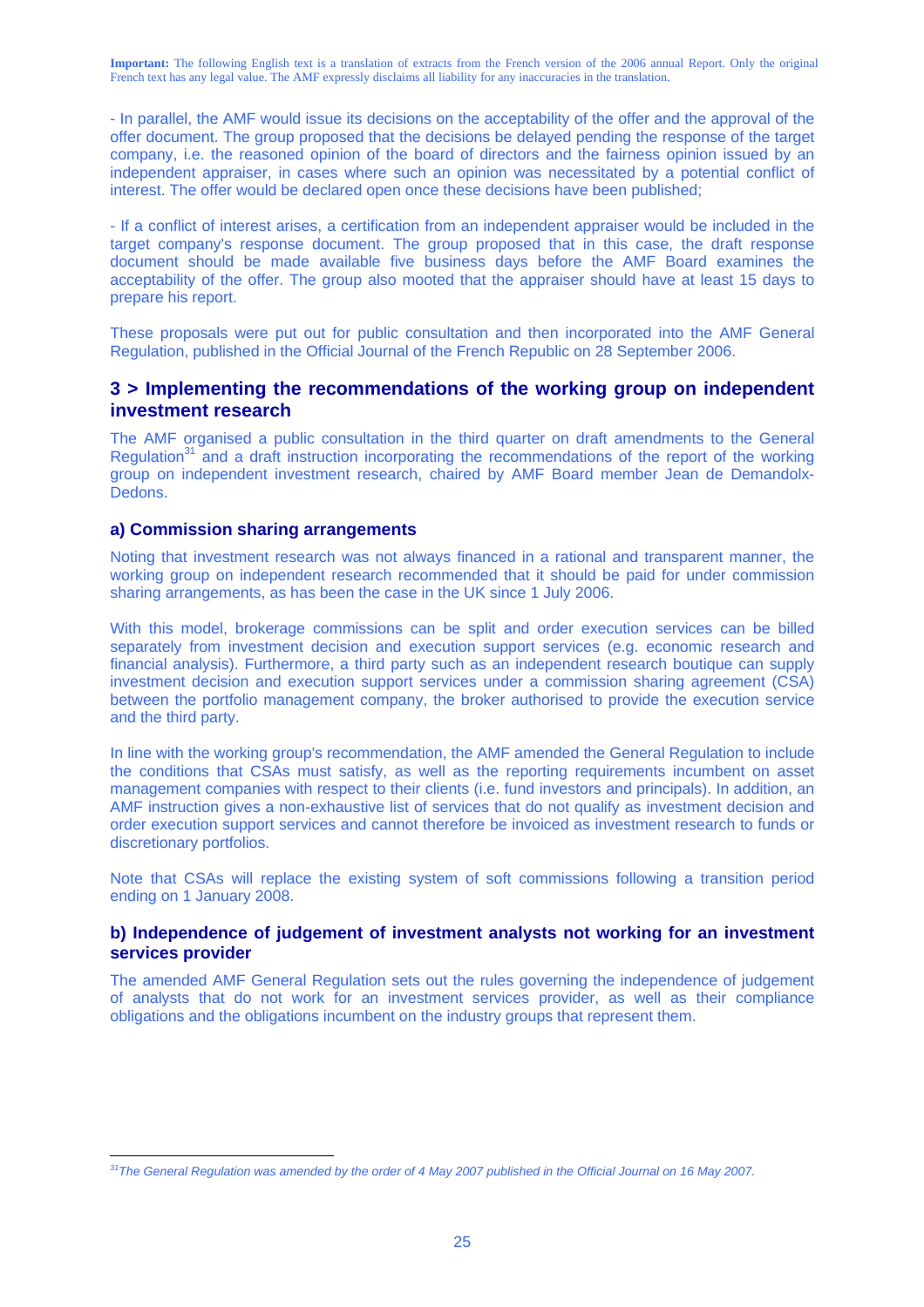**Important:** The following English text is a translation of extracts from the French version of the 2006 annual Report. Only the original French text has any legal value. The AMF expressly disclaims all liability for any inaccuracies in the translation.

- In parallel, the AMF would issue its decisions on the acceptability of the offer and the approval of the offer document. The group proposed that the decisions be delayed pending the response of the target company, i.e. the reasoned opinion of the board of directors and the fairness opinion issued by an independent appraiser, in cases where such an opinion was necessitated by a potential conflict of interest. The offer would be declared open once these decisions have been published;

- If a conflict of interest arises, a certification from an independent appraiser would be included in the target company's response document. The group proposed that in this case, the draft response document should be made available five business days before the AMF Board examines the acceptability of the offer. The group also mooted that the appraiser should have at least 15 days to prepare his report.

These proposals were put out for public consultation and then incorporated into the AMF General Regulation, published in the Official Journal of the French Republic on 28 September 2006.

## 3 > Implementing the recommendations of the working group on independent investment research

The AMF organised a public consultation in the third quarter on draft amendments to the General Regulation[31] and a draft instruction incorporating the recommendations of the report of the working group on independent investment research, chaired by AMF Board member Jean de Demandolx-Dedons.

### a) Commission sharing arrangements

Noting that investment research was not always financed in a rational and transparent manner, the working group on independent research recommended that it should be paid for under commission sharing arrangements, as has been the case in the UK since 1 July 2006.

With this model, brokerage commissions can be split and order execution services can be billed separately from investment decision and execution support services (e.g. economic research and financial analysis). Furthermore, a third party such as an independent research boutique can supply investment decision and execution support services under a commission sharing agreement (CSA) between the portfolio management company, the broker authorised to provide the execution service and the third party.

In line with the working group's recommendation, the AMF amended the General Regulation to include the conditions that CSAs must satisfy, as well as the reporting requirements incumbent on asset management companies with respect to their clients (i.e. fund investors and principals). In addition, an AMF instruction gives a non-exhaustive list of services that do not qualify as investment decision and order execution support services and cannot therefore be invoiced as investment research to funds or discretionary portfolios.

Note that CSAs will replace the existing system of soft commissions following a transition period ending on 1 January 2008.

### b) Independence of judgement of investment analysts not working for an investment services provider

The amended AMF General Regulation sets out the rules governing the independence of judgement of analysts that do not work for an investment services provider, as well as their compliance obligations and the obligations incumbent on the industry groups that represent them.

---

[31] *The General Regulation was amended by the order of 4 May 2007 published in the Official Journal on 16 May 2007.*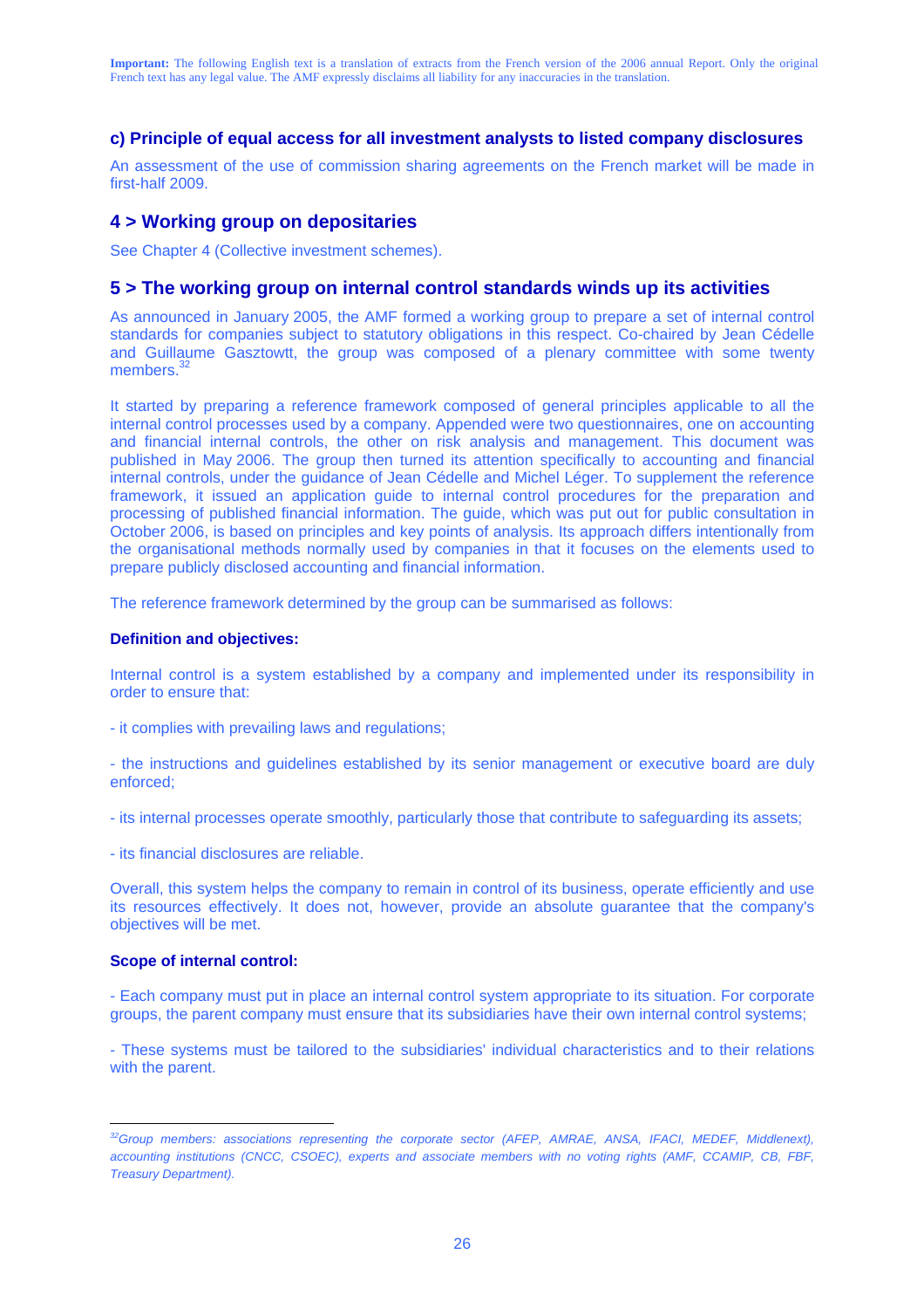**Important:** The following English text is a translation of extracts from the French version of the 2006 annual Report. Only the original French text has any legal value. The AMF expressly disclaims all liability for any inaccuracies in the translation.

### c) Principle of equal access for all investment analysts to listed company disclosures

An assessment of the use of commission sharing agreements on the French market will be made in first-half 2009.

## 4 > Working group on depositaries

See Chapter 4 (Collective investment schemes).

## 5 > The working group on internal control standards winds up its activities

As announced in January 2005, the AMF formed a working group to prepare a set of internal control standards for companies subject to statutory obligations in this respect. Co-chaired by Jean Cédelle and Guillaume Gasztowtt, the group was composed of a plenary committee with some twenty members.[32]

It started by preparing a reference framework composed of general principles applicable to all the internal control processes used by a company. Appended were two questionnaires, one on accounting and financial internal controls, the other on risk analysis and management. This document was published in May 2006. The group then turned its attention specifically to accounting and financial internal controls, under the guidance of Jean Cédelle and Michel Léger. To supplement the reference framework, it issued an application guide to internal control procedures for the preparation and processing of published financial information. The guide, which was put out for public consultation in October 2006, is based on principles and key points of analysis. Its approach differs intentionally from the organisational methods normally used by companies in that it focuses on the elements used to prepare publicly disclosed accounting and financial information.

The reference framework determined by the group can be summarised as follows:

**Definition and objectives:**

Internal control is a system established by a company and implemented under its responsibility in order to ensure that:

- it complies with prevailing laws and regulations;

- the instructions and guidelines established by its senior management or executive board are duly enforced;

- its internal processes operate smoothly, particularly those that contribute to safeguarding its assets;

- its financial disclosures are reliable.

Overall, this system helps the company to remain in control of its business, operate efficiently and use its resources effectively. It does not, however, provide an absolute guarantee that the company's objectives will be met.

**Scope of internal control:**

- Each company must put in place an internal control system appropriate to its situation. For corporate groups, the parent company must ensure that its subsidiaries have their own internal control systems;

- These systems must be tailored to the subsidiaries' individual characteristics and to their relations with the parent.

---

*[32] Group members: associations representing the corporate sector (AFEP, AMRAE, ANSA, IFACI, MEDEF, Middlenext), accounting institutions (CNCC, CSOEC), experts and associate members with no voting rights (AMF, CCAMIP, CB, FBF, Treasury Department).*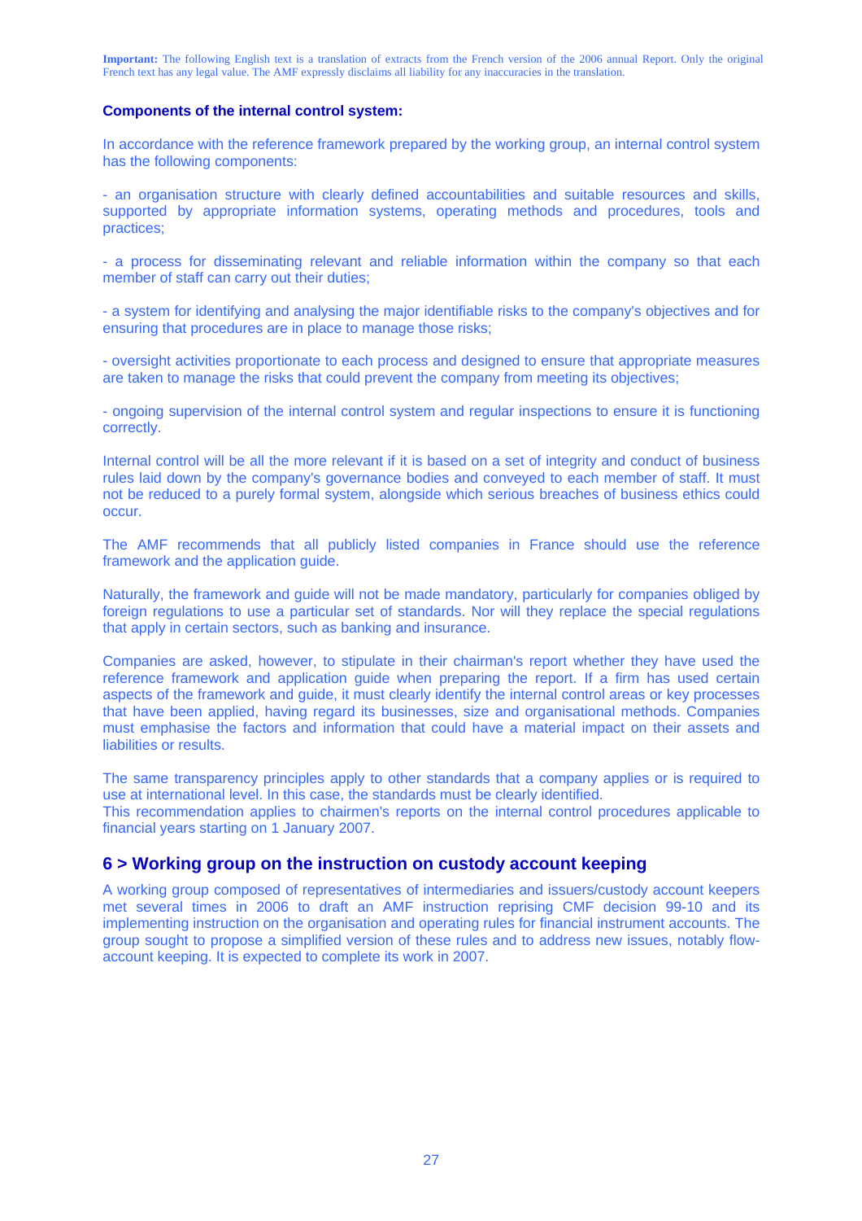**Important:** The following English text is a translation of extracts from the French version of the 2006 annual Report. Only the original French text has any legal value. The AMF expressly disclaims all liability for any inaccuracies in the translation.

**Components of the internal control system:**

In accordance with the reference framework prepared by the working group, an internal control system has the following components:

- an organisation structure with clearly defined accountabilities and suitable resources and skills, supported by appropriate information systems, operating methods and procedures, tools and practices;

- a process for disseminating relevant and reliable information within the company so that each member of staff can carry out their duties;

- a system for identifying and analysing the major identifiable risks to the company's objectives and for ensuring that procedures are in place to manage those risks;

- oversight activities proportionate to each process and designed to ensure that appropriate measures are taken to manage the risks that could prevent the company from meeting its objectives;

- ongoing supervision of the internal control system and regular inspections to ensure it is functioning correctly.

Internal control will be all the more relevant if it is based on a set of integrity and conduct of business rules laid down by the company's governance bodies and conveyed to each member of staff. It must not be reduced to a purely formal system, alongside which serious breaches of business ethics could occur.

The AMF recommends that all publicly listed companies in France should use the reference framework and the application guide.

Naturally, the framework and guide will not be made mandatory, particularly for companies obliged by foreign regulations to use a particular set of standards. Nor will they replace the special regulations that apply in certain sectors, such as banking and insurance.

Companies are asked, however, to stipulate in their chairman's report whether they have used the reference framework and application guide when preparing the report. If a firm has used certain aspects of the framework and guide, it must clearly identify the internal control areas or key processes that have been applied, having regard its businesses, size and organisational methods. Companies must emphasise the factors and information that could have a material impact on their assets and liabilities or results.

The same transparency principles apply to other standards that a company applies or is required to use at international level. In this case, the standards must be clearly identified.
This recommendation applies to chairmen's reports on the internal control procedures applicable to financial years starting on 1 January 2007.

## 6 > Working group on the instruction on custody account keeping

A working group composed of representatives of intermediaries and issuers/custody account keepers met several times in 2006 to draft an AMF instruction reprising CMF decision 99-10 and its implementing instruction on the organisation and operating rules for financial instrument accounts. The group sought to propose a simplified version of these rules and to address new issues, notably flow-account keeping. It is expected to complete its work in 2007.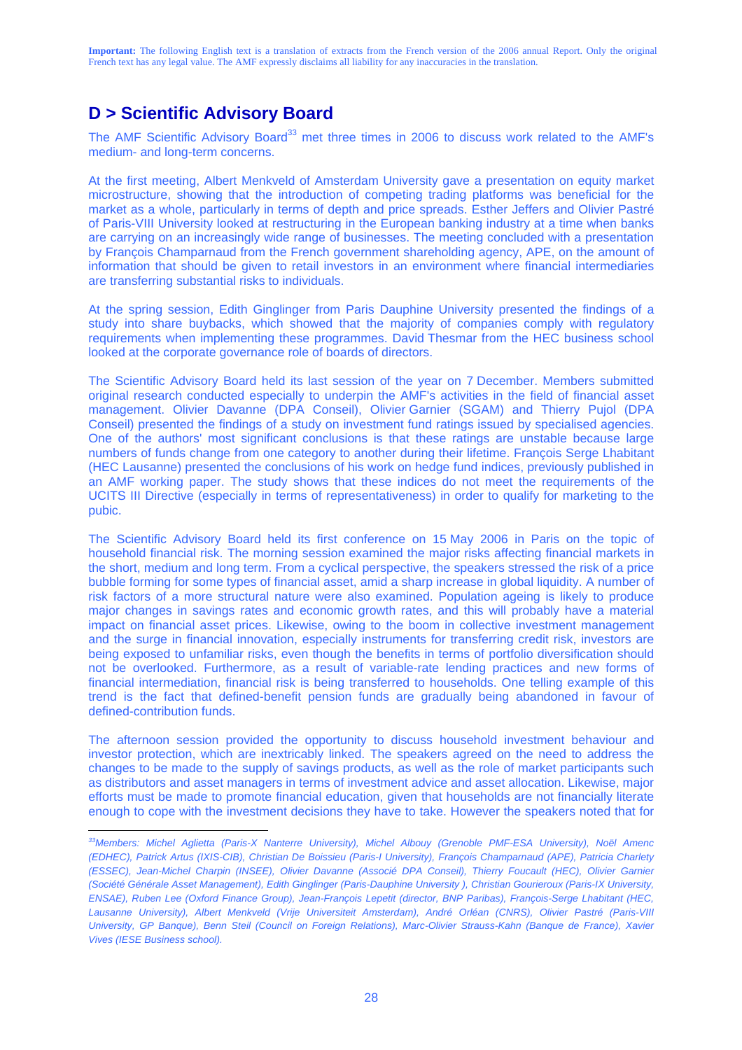**Important:** The following English text is a translation of extracts from the French version of the 2006 annual Report. Only the original French text has any legal value. The AMF expressly disclaims all liability for any inaccuracies in the translation.

## D > Scientific Advisory Board

The AMF Scientific Advisory Board[33] met three times in 2006 to discuss work related to the AMF's medium- and long-term concerns.

At the first meeting, Albert Menkveld of Amsterdam University gave a presentation on equity market microstructure, showing that the introduction of competing trading platforms was beneficial for the market as a whole, particularly in terms of depth and price spreads. Esther Jeffers and Olivier Pastré of Paris-VIII University looked at restructuring in the European banking industry at a time when banks are carrying on an increasingly wide range of businesses. The meeting concluded with a presentation by François Champarnaud from the French government shareholding agency, APE, on the amount of information that should be given to retail investors in an environment where financial intermediaries are transferring substantial risks to individuals.

At the spring session, Edith Ginglinger from Paris Dauphine University presented the findings of a study into share buybacks, which showed that the majority of companies comply with regulatory requirements when implementing these programmes. David Thesmar from the HEC business school looked at the corporate governance role of boards of directors.

The Scientific Advisory Board held its last session of the year on 7 December. Members submitted original research conducted especially to underpin the AMF's activities in the field of financial asset management. Olivier Davanne (DPA Conseil), Olivier Garnier (SGAM) and Thierry Pujol (DPA Conseil) presented the findings of a study on investment fund ratings issued by specialised agencies. One of the authors' most significant conclusions is that these ratings are unstable because large numbers of funds change from one category to another during their lifetime. François Serge Lhabitant (HEC Lausanne) presented the conclusions of his work on hedge fund indices, previously published in an AMF working paper. The study shows that these indices do not meet the requirements of the UCITS III Directive (especially in terms of representativeness) in order to qualify for marketing to the pubic.

The Scientific Advisory Board held its first conference on 15 May 2006 in Paris on the topic of household financial risk. The morning session examined the major risks affecting financial markets in the short, medium and long term. From a cyclical perspective, the speakers stressed the risk of a price bubble forming for some types of financial asset, amid a sharp increase in global liquidity. A number of risk factors of a more structural nature were also examined. Population ageing is likely to produce major changes in savings rates and economic growth rates, and this will probably have a material impact on financial asset prices. Likewise, owing to the boom in collective investment management and the surge in financial innovation, especially instruments for transferring credit risk, investors are being exposed to unfamiliar risks, even though the benefits in terms of portfolio diversification should not be overlooked. Furthermore, as a result of variable-rate lending practices and new forms of financial intermediation, financial risk is being transferred to households. One telling example of this trend is the fact that defined-benefit pension funds are gradually being abandoned in favour of defined-contribution funds.

The afternoon session provided the opportunity to discuss household investment behaviour and investor protection, which are inextricably linked. The speakers agreed on the need to address the changes to be made to the supply of savings products, as well as the role of market participants such as distributors and asset managers in terms of investment advice and asset allocation. Likewise, major efforts must be made to promote financial education, given that households are not financially literate enough to cope with the investment decisions they have to take. However the speakers noted that for

---

*[33] Members: Michel Aglietta (Paris-X Nanterre University), Michel Albouy (Grenoble PMF-ESA University), Noël Amenc (EDHEC), Patrick Artus (IXIS-CIB), Christian De Boissieu (Paris-I University), François Champarnaud (APE), Patricia Charlety (ESSEC), Jean-Michel Charpin (INSEE), Olivier Davanne (Associé DPA Conseil), Thierry Foucault (HEC), Olivier Garnier (Société Générale Asset Management), Edith Ginglinger (Paris-Dauphine University ), Christian Gourieroux (Paris-IX University, ENSAE), Ruben Lee (Oxford Finance Group), Jean-François Lepetit (director, BNP Paribas), François-Serge Lhabitant (HEC, Lausanne University), Albert Menkveld (Vrije Universiteit Amsterdam), André Orléan (CNRS), Olivier Pastré (Paris-VIII University, GP Banque), Benn Steil (Council on Foreign Relations), Marc-Olivier Strauss-Kahn (Banque de France), Xavier Vives (IESE Business school).*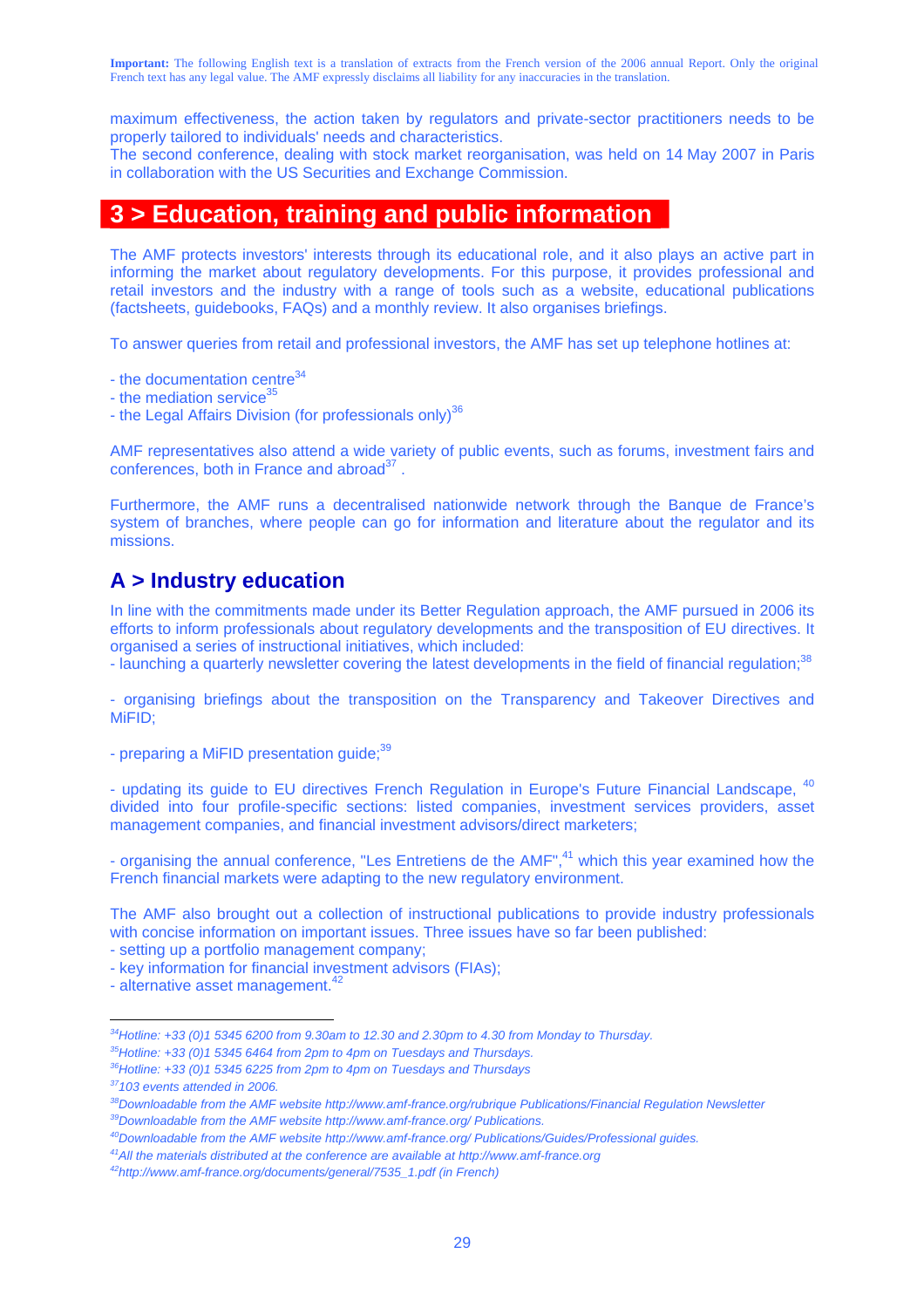**Important:** The following English text is a translation of extracts from the French version of the 2006 annual Report. Only the original French text has any legal value. The AMF expressly disclaims all liability for any inaccuracies in the translation.

maximum effectiveness, the action taken by regulators and private-sector practitioners needs to be properly tailored to individuals' needs and characteristics.
The second conference, dealing with stock market reorganisation, was held on 14 May 2007 in Paris in collaboration with the US Securities and Exchange Commission.

# 3 > Education, training and public information

The AMF protects investors' interests through its educational role, and it also plays an active part in informing the market about regulatory developments. For this purpose, it provides professional and retail investors and the industry with a range of tools such as a website, educational publications (factsheets, guidebooks, FAQs) and a monthly review. It also organises briefings.

To answer queries from retail and professional investors, the AMF has set up telephone hotlines at:

- the documentation centre[34]
- the mediation service[35]
- the Legal Affairs Division (for professionals only)[36]

AMF representatives also attend a wide variety of public events, such as forums, investment fairs and conferences, both in France and abroad[37] .

Furthermore, the AMF runs a decentralised nationwide network through the Banque de France's system of branches, where people can go for information and literature about the regulator and its missions.

## A > Industry education

In line with the commitments made under its Better Regulation approach, the AMF pursued in 2006 its efforts to inform professionals about regulatory developments and the transposition of EU directives. It organised a series of instructional initiatives, which included:

- launching a quarterly newsletter covering the latest developments in the field of financial regulation;[38]

- organising briefings about the transposition on the Transparency and Takeover Directives and MiFID;

- preparing a MiFID presentation guide;[39]

- updating its guide to EU directives French Regulation in Europe's Future Financial Landscape, [40] divided into four profile-specific sections: listed companies, investment services providers, asset management companies, and financial investment advisors/direct marketers;

- organising the annual conference, "Les Entretiens de the AMF",[41] which this year examined how the French financial markets were adapting to the new regulatory environment.

The AMF also brought out a collection of instructional publications to provide industry professionals with concise information on important issues. Three issues have so far been published:

- setting up a portfolio management company;
- key information for financial investment advisors (FIAs);
- alternative asset management.[42]

---

[34] *Hotline: +33 (0)1 5345 6200 from 9.30am to 12.30 and 2.30pm to 4.30 from Monday to Thursday.*
[35] *Hotline: +33 (0)1 5345 6464 from 2pm to 4pm on Tuesdays and Thursdays.*
[36] *Hotline: +33 (0)1 5345 6225 from 2pm to 4pm on Tuesdays and Thursdays*
[37] *103 events attended in 2006.*
[38] *Downloadable from the AMF website http://www.amf-france.org/rubrique Publications/Financial Regulation Newsletter*
[39] *Downloadable from the AMF website http://www.amf-france.org/ Publications.*
[40] *Downloadable from the AMF website http://www.amf-france.org/ Publications/Guides/Professional guides.*
[41] *All the materials distributed at the conference are available at http://www.amf-france.org*
[42] *http://www.amf-france.org/documents/general/7535_1.pdf (in French)*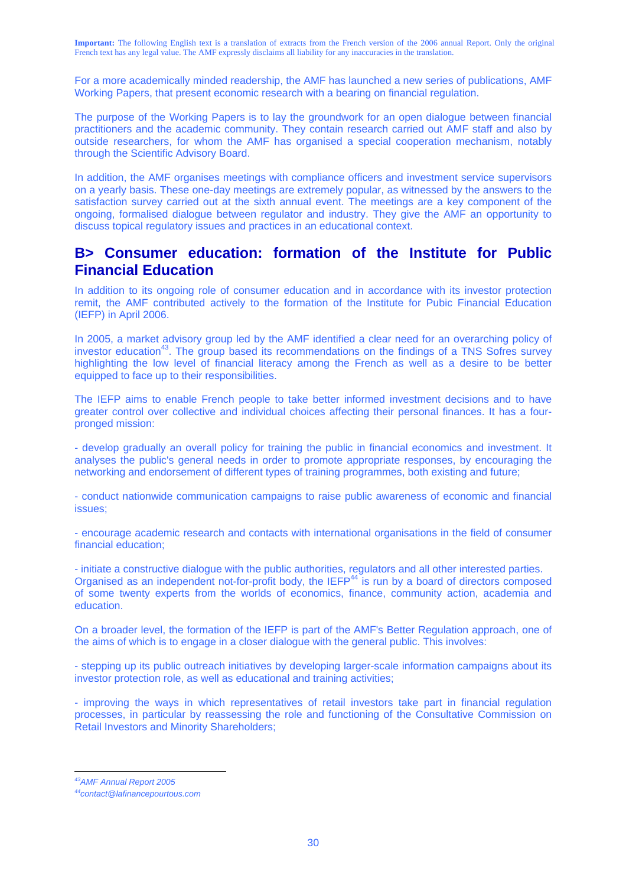**Important:** The following English text is a translation of extracts from the French version of the 2006 annual Report. Only the original French text has any legal value. The AMF expressly disclaims all liability for any inaccuracies in the translation.

For a more academically minded readership, the AMF has launched a new series of publications, AMF Working Papers, that present economic research with a bearing on financial regulation.

The purpose of the Working Papers is to lay the groundwork for an open dialogue between financial practitioners and the academic community. They contain research carried out AMF staff and also by outside researchers, for whom the AMF has organised a special cooperation mechanism, notably through the Scientific Advisory Board.

In addition, the AMF organises meetings with compliance officers and investment service supervisors on a yearly basis. These one-day meetings are extremely popular, as witnessed by the answers to the satisfaction survey carried out at the sixth annual event. The meetings are a key component of the ongoing, formalised dialogue between regulator and industry. They give the AMF an opportunity to discuss topical regulatory issues and practices in an educational context.

## B> Consumer education: formation of the Institute for Public Financial Education

In addition to its ongoing role of consumer education and in accordance with its investor protection remit, the AMF contributed actively to the formation of the Institute for Pubic Financial Education (IEFP) in April 2006.

In 2005, a market advisory group led by the AMF identified a clear need for an overarching policy of investor education[43]. The group based its recommendations on the findings of a TNS Sofres survey highlighting the low level of financial literacy among the French as well as a desire to be better equipped to face up to their responsibilities.

The IEFP aims to enable French people to take better informed investment decisions and to have greater control over collective and individual choices affecting their personal finances. It has a four-pronged mission:

- develop gradually an overall policy for training the public in financial economics and investment. It analyses the public's general needs in order to promote appropriate responses, by encouraging the networking and endorsement of different types of training programmes, both existing and future;

- conduct nationwide communication campaigns to raise public awareness of economic and financial issues;

- encourage academic research and contacts with international organisations in the field of consumer financial education;

- initiate a constructive dialogue with the public authorities, regulators and all other interested parties.

Organised as an independent not-for-profit body, the IEFP[44] is run by a board of directors composed of some twenty experts from the worlds of economics, finance, community action, academia and education.

On a broader level, the formation of the IEFP is part of the AMF's Better Regulation approach, one of the aims of which is to engage in a closer dialogue with the general public. This involves:

- stepping up its public outreach initiatives by developing larger-scale information campaigns about its investor protection role, as well as educational and training activities;

- improving the ways in which representatives of retail investors take part in financial regulation processes, in particular by reassessing the role and functioning of the Consultative Commission on Retail Investors and Minority Shareholders;

---

[43] *AMF Annual Report 2005*

[44] *contact@lafinancepourtous.com*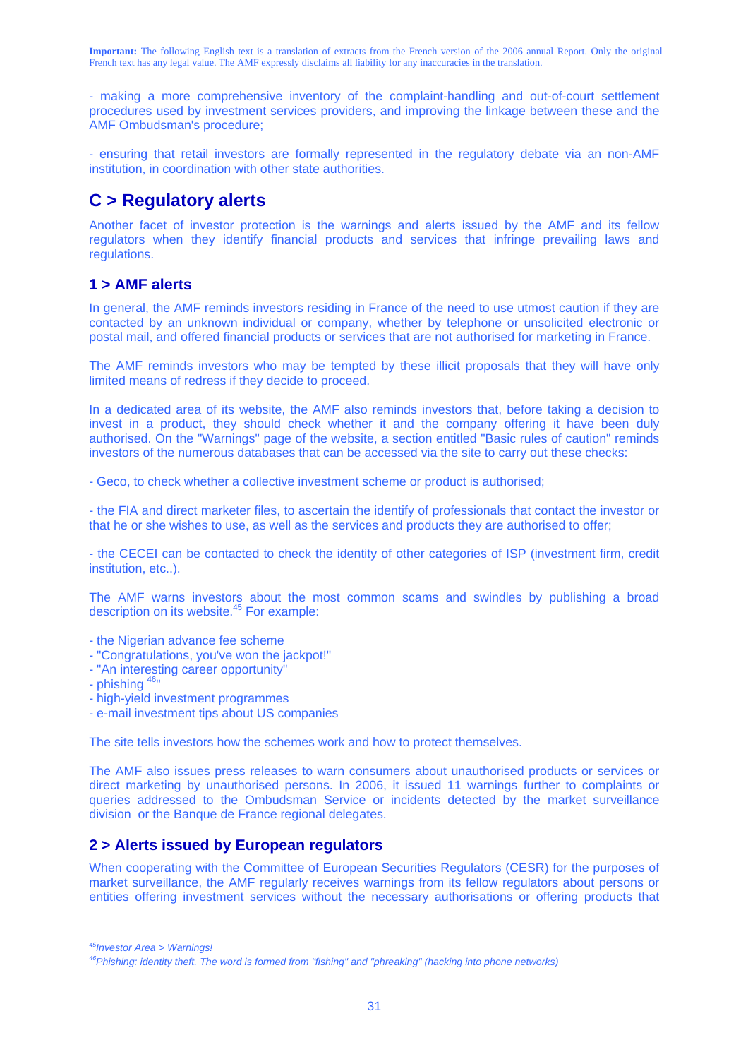**Important:** The following English text is a translation of extracts from the French version of the 2006 annual Report. Only the original French text has any legal value. The AMF expressly disclaims all liability for any inaccuracies in the translation.

- making a more comprehensive inventory of the complaint-handling and out-of-court settlement procedures used by investment services providers, and improving the linkage between these and the AMF Ombudsman's procedure;

- ensuring that retail investors are formally represented in the regulatory debate via an non-AMF institution, in coordination with other state authorities.

## C > Regulatory alerts

Another facet of investor protection is the warnings and alerts issued by the AMF and its fellow regulators when they identify financial products and services that infringe prevailing laws and regulations.

### 1 > AMF alerts

In general, the AMF reminds investors residing in France of the need to use utmost caution if they are contacted by an unknown individual or company, whether by telephone or unsolicited electronic or postal mail, and offered financial products or services that are not authorised for marketing in France.

The AMF reminds investors who may be tempted by these illicit proposals that they will have only limited means of redress if they decide to proceed.

In a dedicated area of its website, the AMF also reminds investors that, before taking a decision to invest in a product, they should check whether it and the company offering it have been duly authorised. On the "Warnings" page of the website, a section entitled "Basic rules of caution" reminds investors of the numerous databases that can be accessed via the site to carry out these checks:

- Geco, to check whether a collective investment scheme or product is authorised;

- the FIA and direct marketer files, to ascertain the identify of professionals that contact the investor or that he or she wishes to use, as well as the services and products they are authorised to offer;

- the CECEI can be contacted to check the identity of other categories of ISP (investment firm, credit institution, etc..).

The AMF warns investors about the most common scams and swindles by publishing a broad description on its website.[45] For example:

- the Nigerian advance fee scheme
- "Congratulations, you've won the jackpot!"
- "An interesting career opportunity"
- phishing [46]"
- high-yield investment programmes
- e-mail investment tips about US companies

The site tells investors how the schemes work and how to protect themselves.

The AMF also issues press releases to warn consumers about unauthorised products or services or direct marketing by unauthorised persons. In 2006, it issued 11 warnings further to complaints or queries addressed to the Ombudsman Service or incidents detected by the market surveillance division or the Banque de France regional delegates.

### 2 > Alerts issued by European regulators

When cooperating with the Committee of European Securities Regulators (CESR) for the purposes of market surveillance, the AMF regularly receives warnings from its fellow regulators about persons or entities offering investment services without the necessary authorisations or offering products that

---

[45] *Investor Area > Warnings!*

[46] *Phishing: identity theft. The word is formed from "fishing" and "phreaking" (hacking into phone networks)*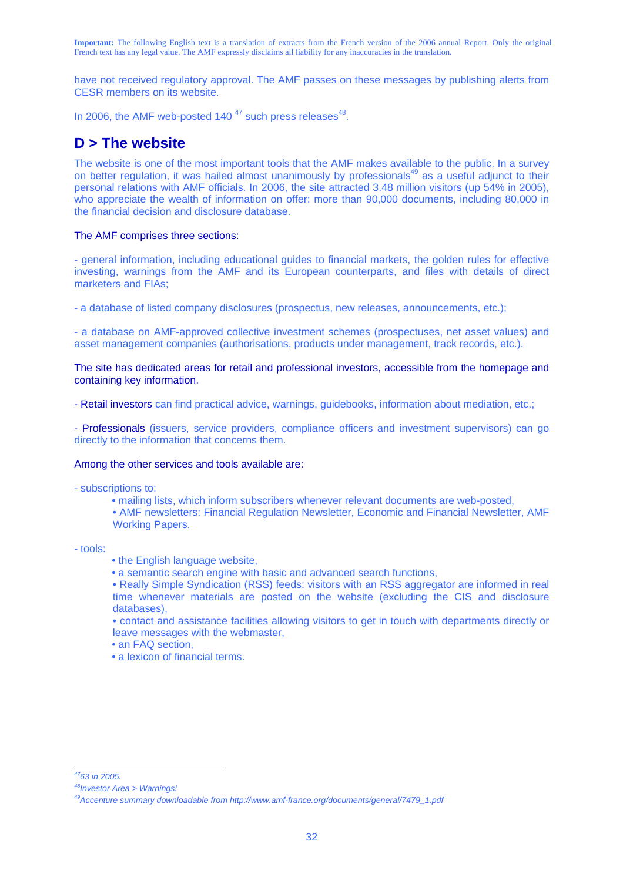**Important:** The following English text is a translation of extracts from the French version of the 2006 annual Report. Only the original French text has any legal value. The AMF expressly disclaims all liability for any inaccuracies in the translation.

have not received regulatory approval. The AMF passes on these messages by publishing alerts from CESR members on its website.

In 2006, the AMF web-posted 140 [47] such press releases[48].

## D > The website

The website is one of the most important tools that the AMF makes available to the public. In a survey on better regulation, it was hailed almost unanimously by professionals[49] as a useful adjunct to their personal relations with AMF officials. In 2006, the site attracted 3.48 million visitors (up 54% in 2005), who appreciate the wealth of information on offer: more than 90,000 documents, including 80,000 in the financial decision and disclosure database.

The AMF comprises three sections:

- general information, including educational guides to financial markets, the golden rules for effective investing, warnings from the AMF and its European counterparts, and files with details of direct marketers and FIAs;

- a database of listed company disclosures (prospectus, new releases, announcements, etc.);

- a database on AMF-approved collective investment schemes (prospectuses, net asset values) and asset management companies (authorisations, products under management, track records, etc.).

The site has dedicated areas for retail and professional investors, accessible from the homepage and containing key information.

- Retail investors can find practical advice, warnings, guidebooks, information about mediation, etc.;

- Professionals (issuers, service providers, compliance officers and investment supervisors) can go directly to the information that concerns them.

Among the other services and tools available are:

- subscriptions to:
  - mailing lists, which inform subscribers whenever relevant documents are web-posted,
  - AMF newsletters: Financial Regulation Newsletter, Economic and Financial Newsletter, AMF Working Papers.

- tools:
  - the English language website,
  - a semantic search engine with basic and advanced search functions,
  - Really Simple Syndication (RSS) feeds: visitors with an RSS aggregator are informed in real time whenever materials are posted on the website (excluding the CIS and disclosure databases),
  - contact and assistance facilities allowing visitors to get in touch with departments directly or leave messages with the webmaster,
  - an FAQ section,
  - a lexicon of financial terms.

---

[47] *63 in 2005.*

[48] *Investor Area > Warnings!*

[49] *Accenture summary downloadable from http://www.amf-france.org/documents/general/7479_1.pdf*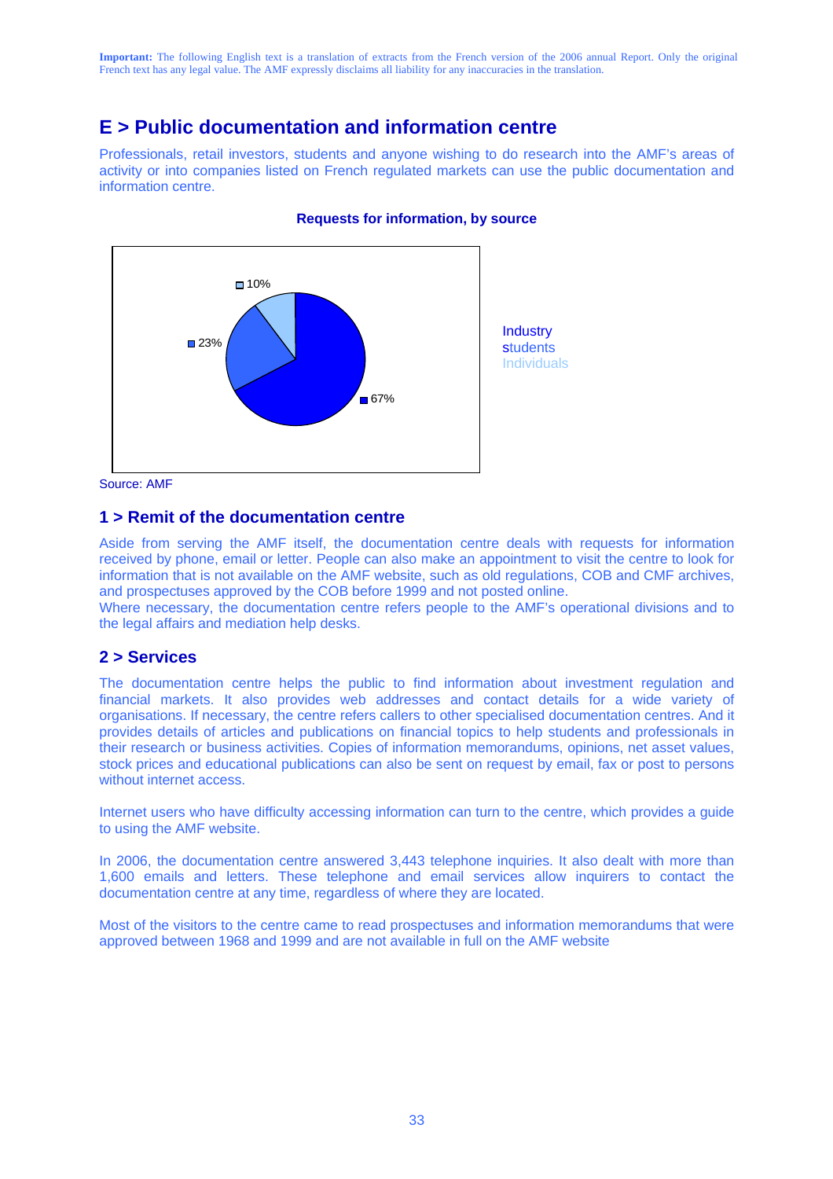**Important:** The following English text is a translation of extracts from the French version of the 2006 annual Report. Only the original French text has any legal value. The AMF expressly disclaims all liability for any inaccuracies in the translation.

## E > Public documentation and information centre

Professionals, retail investors, students and anyone wishing to do research into the AMF's areas of activity or into companies listed on French regulated markets can use the public documentation and information centre.

**Requests for information, by source**

| Source | Share |
|---|---|
| Industry | 67% |
| students | 23% |
| Individuals | 10% |

Source: AMF

### 1 > Remit of the documentation centre

Aside from serving the AMF itself, the documentation centre deals with requests for information received by phone, email or letter. People can also make an appointment to visit the centre to look for information that is not available on the AMF website, such as old regulations, COB and CMF archives, and prospectuses approved by the COB before 1999 and not posted online.
Where necessary, the documentation centre refers people to the AMF's operational divisions and to the legal affairs and mediation help desks.

### 2 > Services

The documentation centre helps the public to find information about investment regulation and financial markets. It also provides web addresses and contact details for a wide variety of organisations. If necessary, the centre refers callers to other specialised documentation centres. And it provides details of articles and publications on financial topics to help students and professionals in their research or business activities. Copies of information memorandums, opinions, net asset values, stock prices and educational publications can also be sent on request by email, fax or post to persons without internet access.

Internet users who have difficulty accessing information can turn to the centre, which provides a guide to using the AMF website.

In 2006, the documentation centre answered 3,443 telephone inquiries. It also dealt with more than 1,600 emails and letters. These telephone and email services allow inquirers to contact the documentation centre at any time, regardless of where they are located.

Most of the visitors to the centre came to read prospectuses and information memorandums that were approved between 1968 and 1999 and are not available in full on the AMF website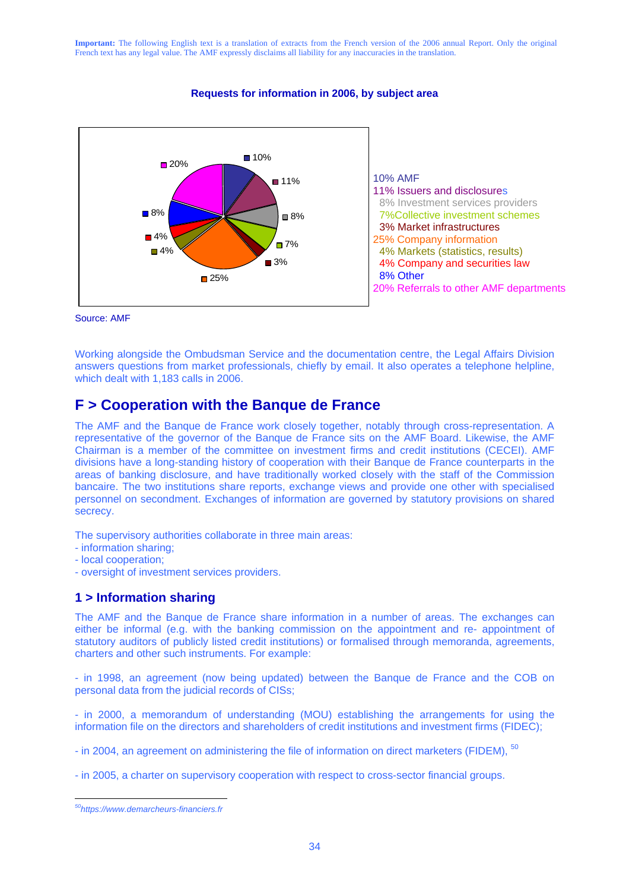**Important:** The following English text is a translation of extracts from the French version of the 2006 annual Report. Only the original French text has any legal value. The AMF expressly disclaims all liability for any inaccuracies in the translation.

**Requests for information in 2006, by subject area**

- 10% AMF
- 11% Issuers and disclosures
- 8% Investment services providers
- 7% Collective investment schemes
- 3% Market infrastructures
- 25% Company information
- 4% Markets (statistics, results)
- 4% Company and securities law
- 8% Other
- 20% Referrals to other AMF departments

Source: AMF

Working alongside the Ombudsman Service and the documentation centre, the Legal Affairs Division answers questions from market professionals, chiefly by email. It also operates a telephone helpline, which dealt with 1,183 calls in 2006.

## F > Cooperation with the Banque de France

The AMF and the Banque de France work closely together, notably through cross-representation. A representative of the governor of the Banque de France sits on the AMF Board. Likewise, the AMF Chairman is a member of the committee on investment firms and credit institutions (CECEI). AMF divisions have a long-standing history of cooperation with their Banque de France counterparts in the areas of banking disclosure, and have traditionally worked closely with the staff of the Commission bancaire. The two institutions share reports, exchange views and provide one other with specialised personnel on secondment. Exchanges of information are governed by statutory provisions on shared secrecy.

The supervisory authorities collaborate in three main areas:
- information sharing;
- local cooperation;
- oversight of investment services providers.

### 1 > Information sharing

The AMF and the Banque de France share information in a number of areas. The exchanges can either be informal (e.g. with the banking commission on the appointment and re- appointment of statutory auditors of publicly listed credit institutions) or formalised through memoranda, agreements, charters and other such instruments. For example:

- in 1998, an agreement (now being updated) between the Banque de France and the COB on personal data from the judicial records of CISs;

- in 2000, a memorandum of understanding (MOU) establishing the arrangements for using the information file on the directors and shareholders of credit institutions and investment firms (FIDEC);

- in 2004, an agreement on administering the file of information on direct marketers (FIDEM), [50]

- in 2005, a charter on supervisory cooperation with respect to cross-sector financial groups.

[50] *https://www.demarcheurs-financiers.fr*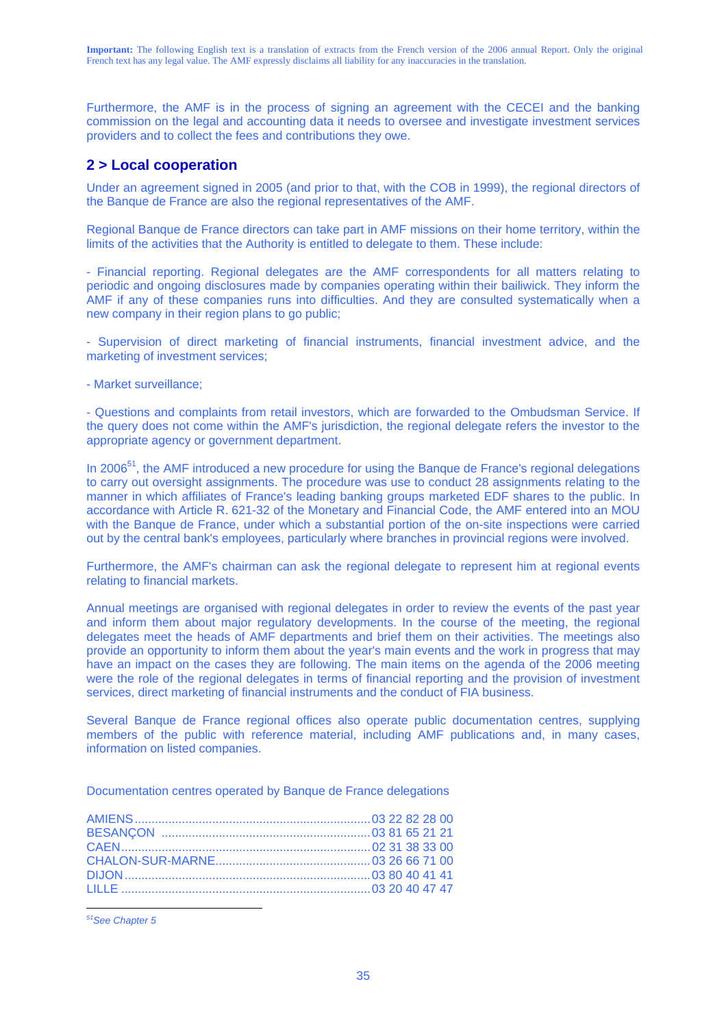**Important:** The following English text is a translation of extracts from the French version of the 2006 annual Report. Only the original French text has any legal value. The AMF expressly disclaims all liability for any inaccuracies in the translation.

Furthermore, the AMF is in the process of signing an agreement with the CECEI and the banking commission on the legal and accounting data it needs to oversee and investigate investment services providers and to collect the fees and contributions they owe.

## 2 > Local cooperation

Under an agreement signed in 2005 (and prior to that, with the COB in 1999), the regional directors of the Banque de France are also the regional representatives of the AMF.

Regional Banque de France directors can take part in AMF missions on their home territory, within the limits of the activities that the Authority is entitled to delegate to them. These include:

- Financial reporting. Regional delegates are the AMF correspondents for all matters relating to periodic and ongoing disclosures made by companies operating within their bailiwick. They inform the AMF if any of these companies runs into difficulties. And they are consulted systematically when a new company in their region plans to go public;

- Supervision of direct marketing of financial instruments, financial investment advice, and the marketing of investment services;

- Market surveillance;

- Questions and complaints from retail investors, which are forwarded to the Ombudsman Service. If the query does not come within the AMF's jurisdiction, the regional delegate refers the investor to the appropriate agency or government department.

In 2006[51], the AMF introduced a new procedure for using the Banque de France's regional delegations to carry out oversight assignments. The procedure was use to conduct 28 assignments relating to the manner in which affiliates of France's leading banking groups marketed EDF shares to the public. In accordance with Article R. 621-32 of the Monetary and Financial Code, the AMF entered into an MOU with the Banque de France, under which a substantial portion of the on-site inspections were carried out by the central bank's employees, particularly where branches in provincial regions were involved.

Furthermore, the AMF's chairman can ask the regional delegate to represent him at regional events relating to financial markets.

Annual meetings are organised with regional delegates in order to review the events of the past year and inform them about major regulatory developments. In the course of the meeting, the regional delegates meet the heads of AMF departments and brief them on their activities. The meetings also provide an opportunity to inform them about the year's main events and the work in progress that may have an impact on the cases they are following. The main items on the agenda of the 2006 meeting were the role of the regional delegates in terms of financial reporting and the provision of investment services, direct marketing of financial instruments and the conduct of FIA business.

Several Banque de France regional offices also operate public documentation centres, supplying members of the public with reference material, including AMF publications and, in many cases, information on listed companies.

Documentation centres operated by Banque de France delegations

AMIENS......................................................................03 22 82 28 00
BESANÇON ..............................................................03 81 65 21 21
CAEN..........................................................................02 31 38 33 00
CHALON-SUR-MARNE..............................................03 26 66 71 00
DIJON .........................................................................03 80 40 41 41
LILLE ..........................................................................03 20 40 47 47

[51] *See Chapter 5*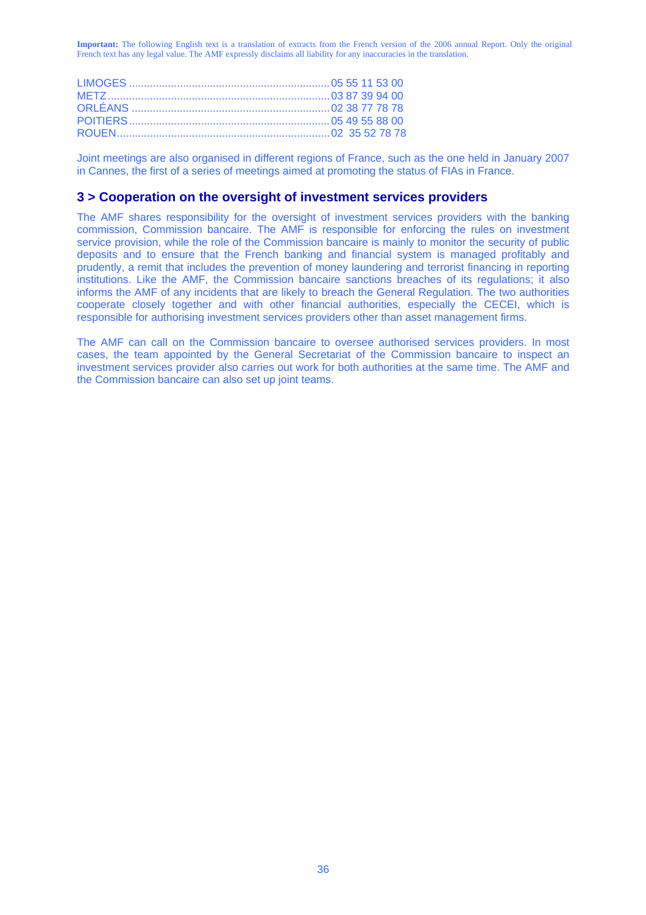**Important:** The following English text is a translation of extracts from the French version of the 2006 annual Report. Only the original French text has any legal value. The AMF expressly disclaims all liability for any inaccuracies in the translation.

LIMOGES .................................................................. 05 55 11 53 00
METZ ........................................................................ 03 87 39 94 00
ORLÉANS ................................................................. 02 38 77 78 78
POITIERS ................................................................. 05 49 55 88 00
ROUEN ..................................................................... 02 35 52 78 78

Joint meetings are also organised in different regions of France, such as the one held in January 2007 in Cannes, the first of a series of meetings aimed at promoting the status of FIAs in France.

## 3 > Cooperation on the oversight of investment services providers

The AMF shares responsibility for the oversight of investment services providers with the banking commission, Commission bancaire. The AMF is responsible for enforcing the rules on investment service provision, while the role of the Commission bancaire is mainly to monitor the security of public deposits and to ensure that the French banking and financial system is managed profitably and prudently, a remit that includes the prevention of money laundering and terrorist financing in reporting institutions. Like the AMF, the Commission bancaire sanctions breaches of its regulations; it also informs the AMF of any incidents that are likely to breach the General Regulation. The two authorities cooperate closely together and with other financial authorities, especially the CECEI, which is responsible for authorising investment services providers other than asset management firms.

The AMF can call on the Commission bancaire to oversee authorised services providers. In most cases, the team appointed by the General Secretariat of the Commission bancaire to inspect an investment services provider also carries out work for both authorities at the same time. The AMF and the Commission bancaire can also set up joint teams.